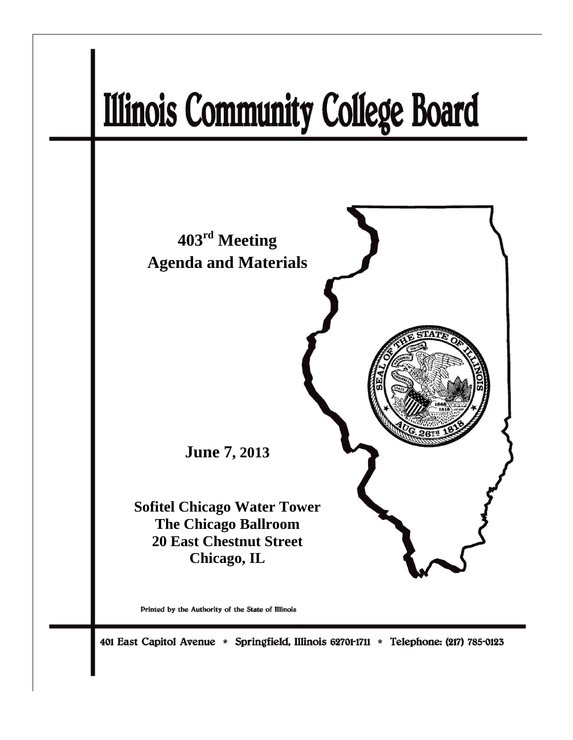# Illinois Community College Board

## 403rd Meeting
## Agenda and Materials

**June 7, 2013**

**Sofitel Chicago Water Tower**
**The Chicago Ballroom**
**20 East Chestnut Street**
**Chicago, IL**

Printed by the Authority of the State of Illinois

401 East Capitol Avenue * Springfield, Illinois 62701-1711 * Telephone: (217) 785-0123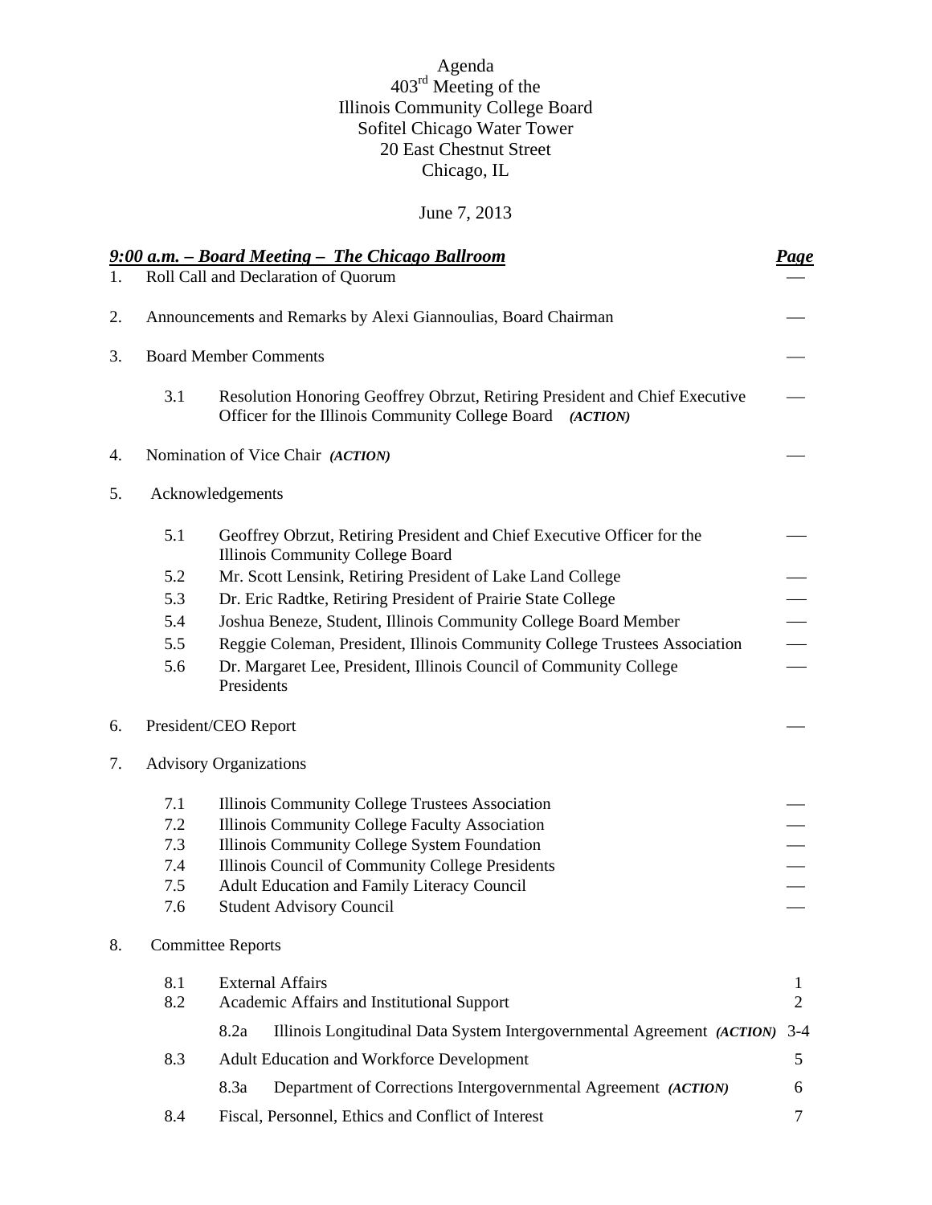Agenda

403rd Meeting of the

Illinois Community College Board

Sofitel Chicago Water Tower

20 East Chestnut Street

Chicago, IL

June 7, 2013

| ***9:00 a.m. – Board Meeting – The Chicago Ballroom*** | | | | ***Page*** |
|---|---|---|---|---|
| 1. | Roll Call and Declaration of Quorum | | | — |
| 2. | Announcements and Remarks by Alexi Giannoulias, Board Chairman | | | — |
| 3. | Board Member Comments | | | — |
| | 3.1 | Resolution Honoring Geoffrey Obrzut, Retiring President and Chief Executive Officer for the Illinois Community College Board ***(ACTION)*** | | — |
| 4. | Nomination of Vice Chair ***(ACTION)*** | | | — |
| 5. | Acknowledgements | | | |
| | 5.1 | Geoffrey Obrzut, Retiring President and Chief Executive Officer for the Illinois Community College Board | | — |
| | 5.2 | Mr. Scott Lensink, Retiring President of Lake Land College | | — |
| | 5.3 | Dr. Eric Radtke, Retiring President of Prairie State College | | — |
| | 5.4 | Joshua Beneze, Student, Illinois Community College Board Member | | — |
| | 5.5 | Reggie Coleman, President, Illinois Community College Trustees Association | | — |
| | 5.6 | Dr. Margaret Lee, President, Illinois Council of Community College Presidents | | — |
| 6. | President/CEO Report | | | — |
| 7. | Advisory Organizations | | | |
| | 7.1 | Illinois Community College Trustees Association | | — |
| | 7.2 | Illinois Community College Faculty Association | | — |
| | 7.3 | Illinois Community College System Foundation | | — |
| | 7.4 | Illinois Council of Community College Presidents | | — |
| | 7.5 | Adult Education and Family Literacy Council | | — |
| | 7.6 | Student Advisory Council | | — |
| 8. | Committee Reports | | | |
| | 8.1 | External Affairs | | 1 |
| | 8.2 | Academic Affairs and Institutional Support | | 2 |
| | | 8.2a | Illinois Longitudinal Data System Intergovernmental Agreement ***(ACTION)*** | 3-4 |
| | 8.3 | Adult Education and Workforce Development | | 5 |
| | | 8.3a | Department of Corrections Intergovernmental Agreement ***(ACTION)*** | 6 |
| | 8.4 | Fiscal, Personnel, Ethics and Conflict of Interest | | 7 |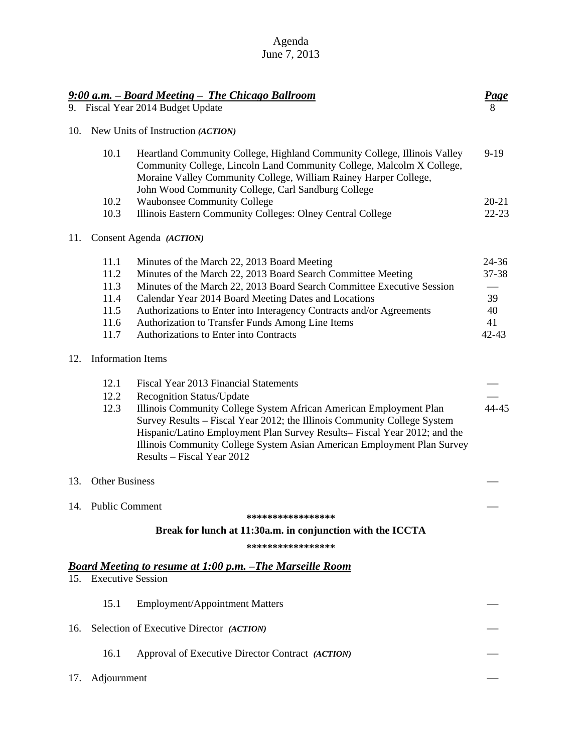Agenda
June 7, 2013

***9:00 a.m. – Board Meeting – The Chicago Ballroom*** **Page**

| | | | Page |
|---|---|---|---|
| 9. | Fiscal Year 2014 Budget Update | | 8 |
| 10. | New Units of Instruction ***(ACTION)*** | | |
| | 10.1 | Heartland Community College, Highland Community College, Illinois Valley Community College, Lincoln Land Community College, Malcolm X College, Moraine Valley Community College, William Rainey Harper College, John Wood Community College, Carl Sandburg College | 9-19 |
| | 10.2 | Waubonsee Community College | 20-21 |
| | 10.3 | Illinois Eastern Community Colleges: Olney Central College | 22-23 |
| 11. | Consent Agenda ***(ACTION)*** | | |
| | 11.1 | Minutes of the March 22, 2013 Board Meeting | 24-36 |
| | 11.2 | Minutes of the March 22, 2013 Board Search Committee Meeting | 37-38 |
| | 11.3 | Minutes of the March 22, 2013 Board Search Committee Executive Session | — |
| | 11.4 | Calendar Year 2014 Board Meeting Dates and Locations | 39 |
| | 11.5 | Authorizations to Enter into Interagency Contracts and/or Agreements | 40 |
| | 11.6 | Authorization to Transfer Funds Among Line Items | 41 |
| | 11.7 | Authorizations to Enter into Contracts | 42-43 |
| 12. | Information Items | | |
| | 12.1 | Fiscal Year 2013 Financial Statements | — |
| | 12.2 | Recognition Status/Update | — |
| | 12.3 | Illinois Community College System African American Employment Plan Survey Results – Fiscal Year 2012; the Illinois Community College System Hispanic/Latino Employment Plan Survey Results– Fiscal Year 2012; and the Illinois Community College System Asian American Employment Plan Survey Results – Fiscal Year 2012 | 44-45 |
| 13. | Other Business | | — |
| 14. | Public Comment | | — |

*****************

**Break for lunch at 11:30a.m. in conjunction with the ICCTA**

*****************

***Board Meeting to resume at 1:00 p.m. –The Marseille Room***

| | | | |
|---|---|---|---|
| 15. | Executive Session | | |
| | 15.1 | Employment/Appointment Matters | — |
| 16. | Selection of Executive Director ***(ACTION)*** | | — |
| | 16.1 | Approval of Executive Director Contract ***(ACTION)*** | — |
| 17. | Adjournment | | — |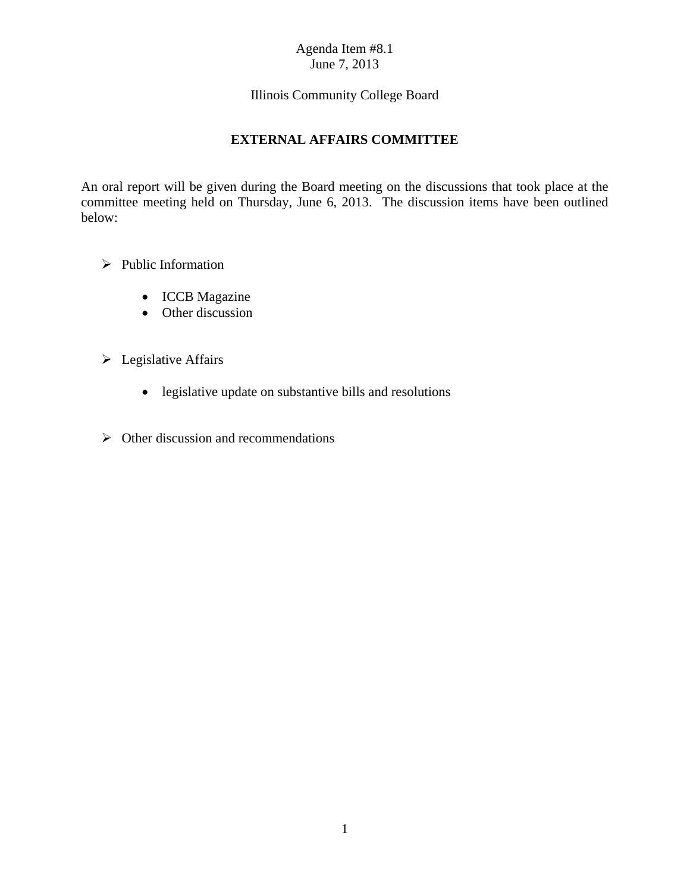Agenda Item #8.1
June 7, 2013

Illinois Community College Board

## EXTERNAL AFFAIRS COMMITTEE

An oral report will be given during the Board meeting on the discussions that took place at the committee meeting held on Thursday, June 6, 2013. The discussion items have been outlined below:

- Public Information
  - ICCB Magazine
  - Other discussion

- Legislative Affairs
  - legislative update on substantive bills and resolutions

- Other discussion and recommendations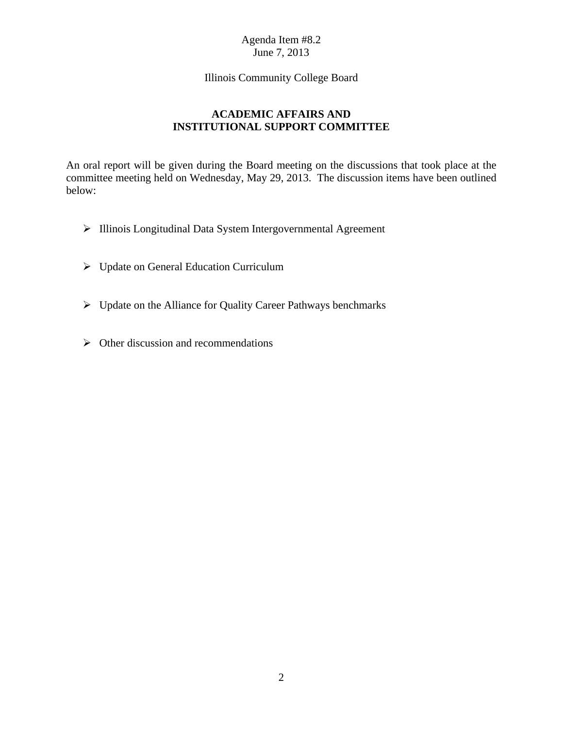Agenda Item #8.2
June 7, 2013

Illinois Community College Board

## ACADEMIC AFFAIRS AND INSTITUTIONAL SUPPORT COMMITTEE

An oral report will be given during the Board meeting on the discussions that took place at the committee meeting held on Wednesday, May 29, 2013. The discussion items have been outlined below:

- Illinois Longitudinal Data System Intergovernmental Agreement
- Update on General Education Curriculum
- Update on the Alliance for Quality Career Pathways benchmarks
- Other discussion and recommendations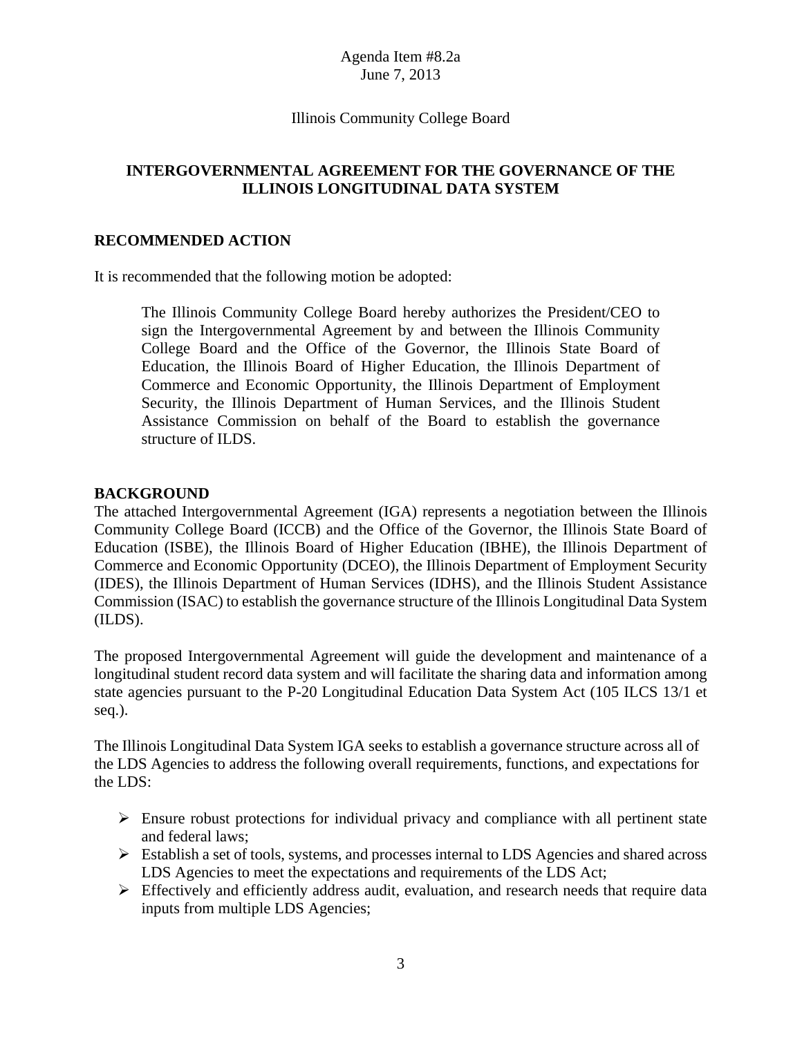Agenda Item #8.2a
June 7, 2013

Illinois Community College Board

## INTERGOVERNMENTAL AGREEMENT FOR THE GOVERNANCE OF THE ILLINOIS LONGITUDINAL DATA SYSTEM

### RECOMMENDED ACTION

It is recommended that the following motion be adopted:

> The Illinois Community College Board hereby authorizes the President/CEO to sign the Intergovernmental Agreement by and between the Illinois Community College Board and the Office of the Governor, the Illinois State Board of Education, the Illinois Board of Higher Education, the Illinois Department of Commerce and Economic Opportunity, the Illinois Department of Employment Security, the Illinois Department of Human Services, and the Illinois Student Assistance Commission on behalf of the Board to establish the governance structure of ILDS.

### BACKGROUND

The attached Intergovernmental Agreement (IGA) represents a negotiation between the Illinois Community College Board (ICCB) and the Office of the Governor, the Illinois State Board of Education (ISBE), the Illinois Board of Higher Education (IBHE), the Illinois Department of Commerce and Economic Opportunity (DCEO), the Illinois Department of Employment Security (IDES), the Illinois Department of Human Services (IDHS), and the Illinois Student Assistance Commission (ISAC) to establish the governance structure of the Illinois Longitudinal Data System (ILDS).

The proposed Intergovernmental Agreement will guide the development and maintenance of a longitudinal student record data system and will facilitate the sharing data and information among state agencies pursuant to the P-20 Longitudinal Education Data System Act (105 ILCS 13/1 et seq.).

The Illinois Longitudinal Data System IGA seeks to establish a governance structure across all of the LDS Agencies to address the following overall requirements, functions, and expectations for the LDS:

- Ensure robust protections for individual privacy and compliance with all pertinent state and federal laws;
- Establish a set of tools, systems, and processes internal to LDS Agencies and shared across LDS Agencies to meet the expectations and requirements of the LDS Act;
- Effectively and efficiently address audit, evaluation, and research needs that require data inputs from multiple LDS Agencies;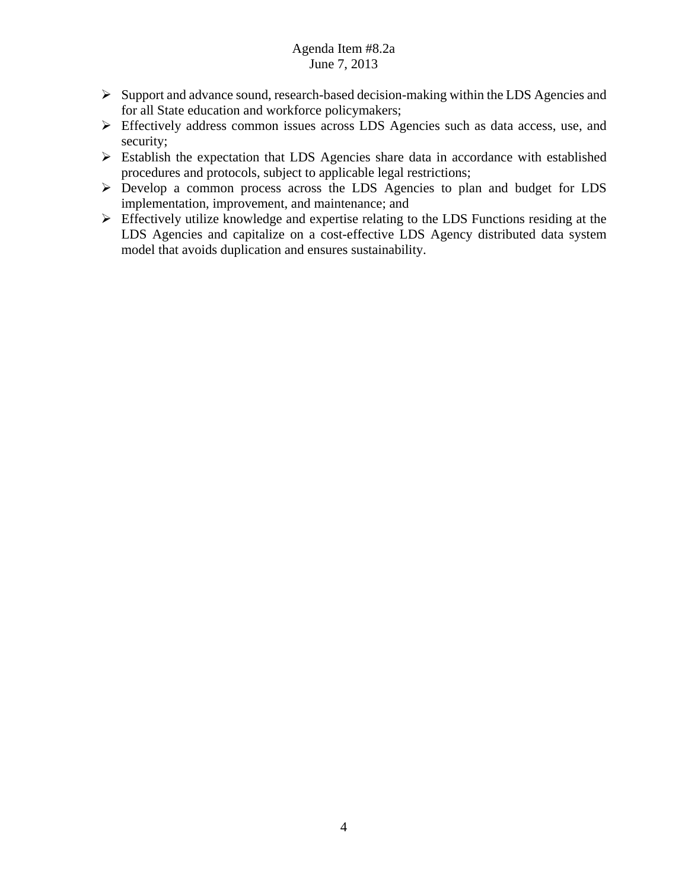- Support and advance sound, research-based decision-making within the LDS Agencies and for all State education and workforce policymakers;
- Effectively address common issues across LDS Agencies such as data access, use, and security;
- Establish the expectation that LDS Agencies share data in accordance with established procedures and protocols, subject to applicable legal restrictions;
- Develop a common process across the LDS Agencies to plan and budget for LDS implementation, improvement, and maintenance; and
- Effectively utilize knowledge and expertise relating to the LDS Functions residing at the LDS Agencies and capitalize on a cost-effective LDS Agency distributed data system model that avoids duplication and ensures sustainability.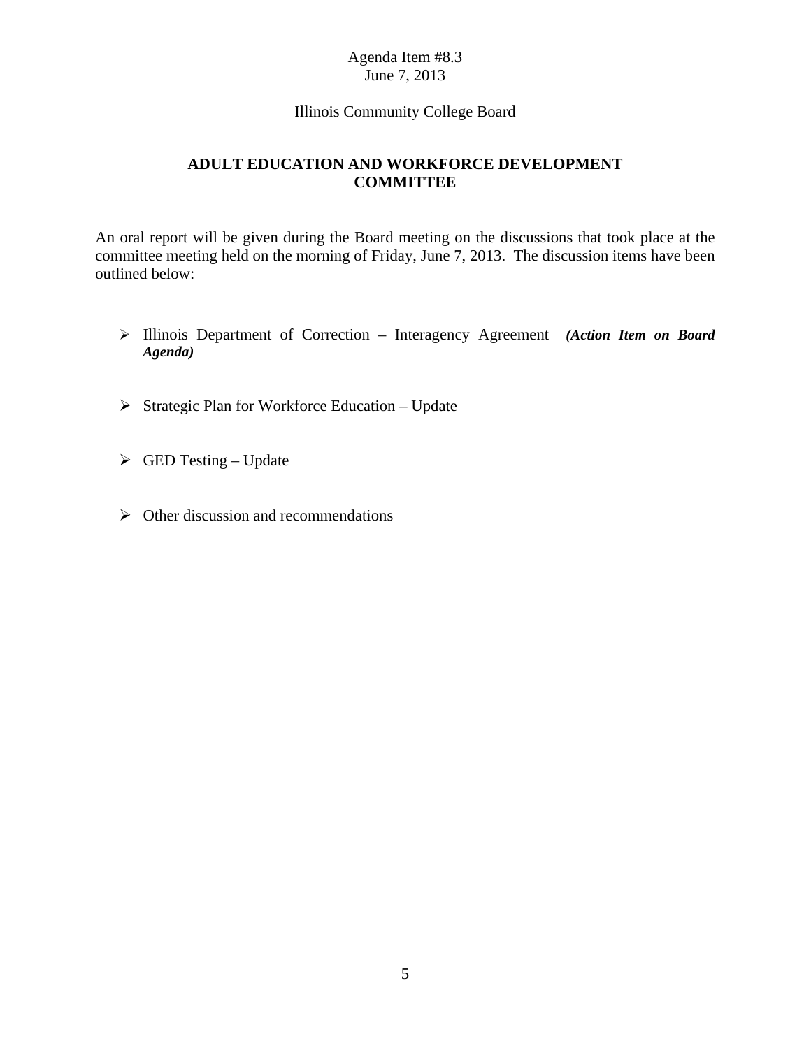Agenda Item #8.3
June 7, 2013

Illinois Community College Board

## ADULT EDUCATION AND WORKFORCE DEVELOPMENT COMMITTEE

An oral report will be given during the Board meeting on the discussions that took place at the committee meeting held on the morning of Friday, June 7, 2013. The discussion items have been outlined below:

- Illinois Department of Correction – Interagency Agreement ***(Action Item on Board Agenda)***
- Strategic Plan for Workforce Education – Update
- GED Testing – Update
- Other discussion and recommendations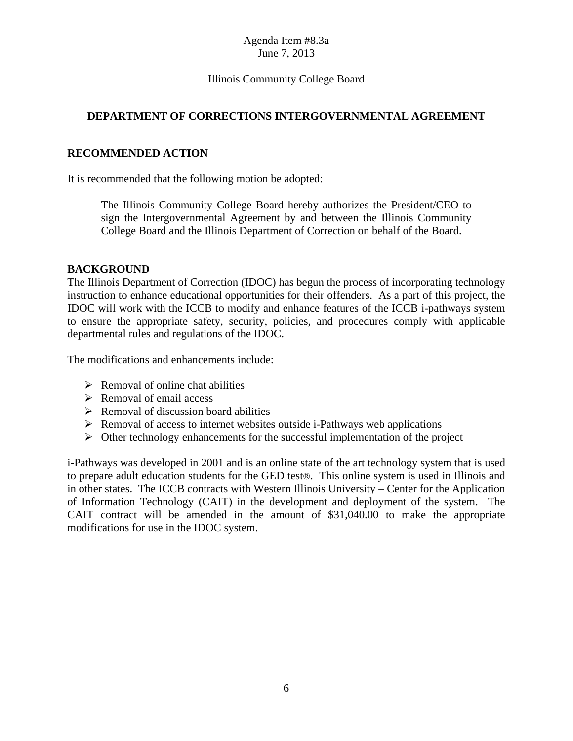Agenda Item #8.3a
June 7, 2013

Illinois Community College Board

## DEPARTMENT OF CORRECTIONS INTERGOVERNMENTAL AGREEMENT

### RECOMMENDED ACTION

It is recommended that the following motion be adopted:

> The Illinois Community College Board hereby authorizes the President/CEO to sign the Intergovernmental Agreement by and between the Illinois Community College Board and the Illinois Department of Correction on behalf of the Board.

### BACKGROUND

The Illinois Department of Correction (IDOC) has begun the process of incorporating technology instruction to enhance educational opportunities for their offenders. As a part of this project, the IDOC will work with the ICCB to modify and enhance features of the ICCB i-pathways system to ensure the appropriate safety, security, policies, and procedures comply with applicable departmental rules and regulations of the IDOC.

The modifications and enhancements include:

- Removal of online chat abilities
- Removal of email access
- Removal of discussion board abilities
- Removal of access to internet websites outside i-Pathways web applications
- Other technology enhancements for the successful implementation of the project

i-Pathways was developed in 2001 and is an online state of the art technology system that is used to prepare adult education students for the GED test®. This online system is used in Illinois and in other states. The ICCB contracts with Western Illinois University – Center for the Application of Information Technology (CAIT) in the development and deployment of the system. The CAIT contract will be amended in the amount of $31,040.00 to make the appropriate modifications for use in the IDOC system.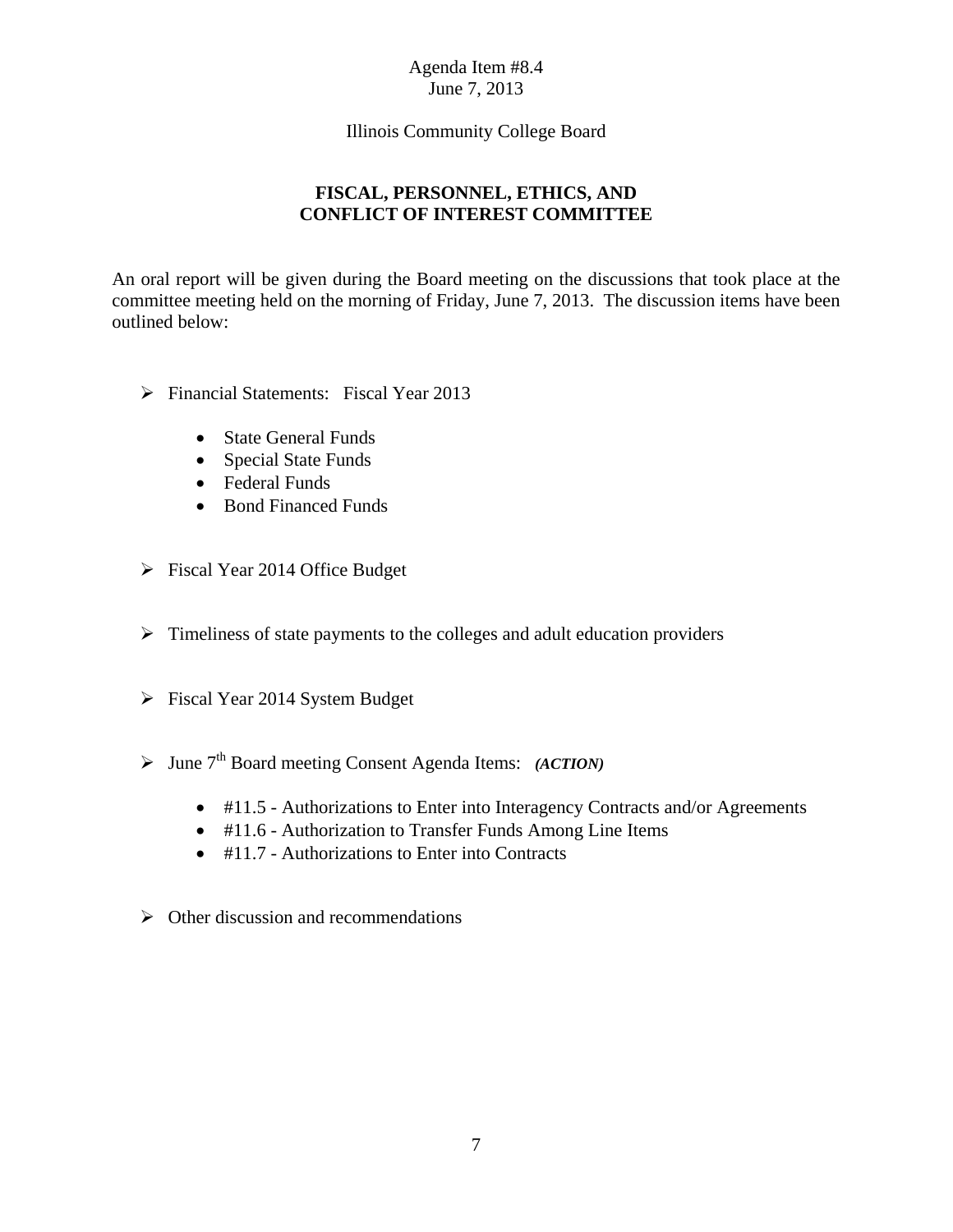Agenda Item #8.4
June 7, 2013

Illinois Community College Board

## FISCAL, PERSONNEL, ETHICS, AND CONFLICT OF INTEREST COMMITTEE

An oral report will be given during the Board meeting on the discussions that took place at the committee meeting held on the morning of Friday, June 7, 2013. The discussion items have been outlined below:

- Financial Statements: Fiscal Year 2013
  - State General Funds
  - Special State Funds
  - Federal Funds
  - Bond Financed Funds

- Fiscal Year 2014 Office Budget

- Timeliness of state payments to the colleges and adult education providers

- Fiscal Year 2014 System Budget

- June 7th Board meeting Consent Agenda Items: ***(ACTION)***
  - #11.5 - Authorizations to Enter into Interagency Contracts and/or Agreements
  - #11.6 - Authorization to Transfer Funds Among Line Items
  - #11.7 - Authorizations to Enter into Contracts

- Other discussion and recommendations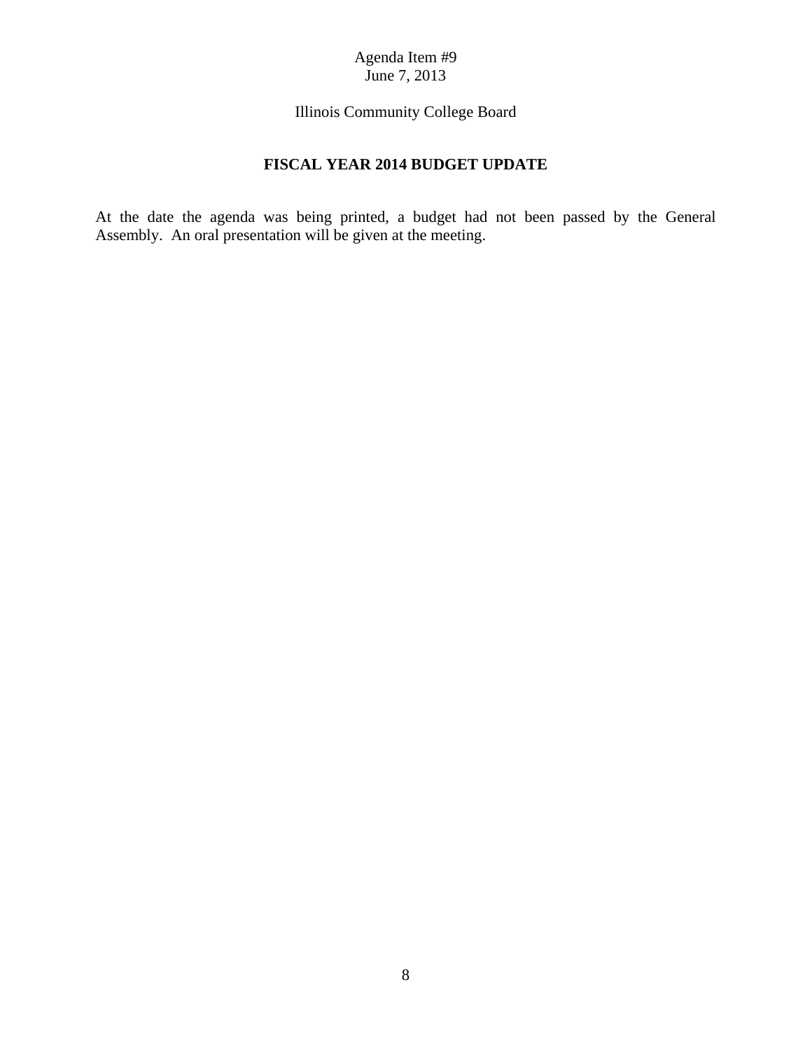Agenda Item #9
June 7, 2013

Illinois Community College Board

## FISCAL YEAR 2014 BUDGET UPDATE

At the date the agenda was being printed, a budget had not been passed by the General Assembly. An oral presentation will be given at the meeting.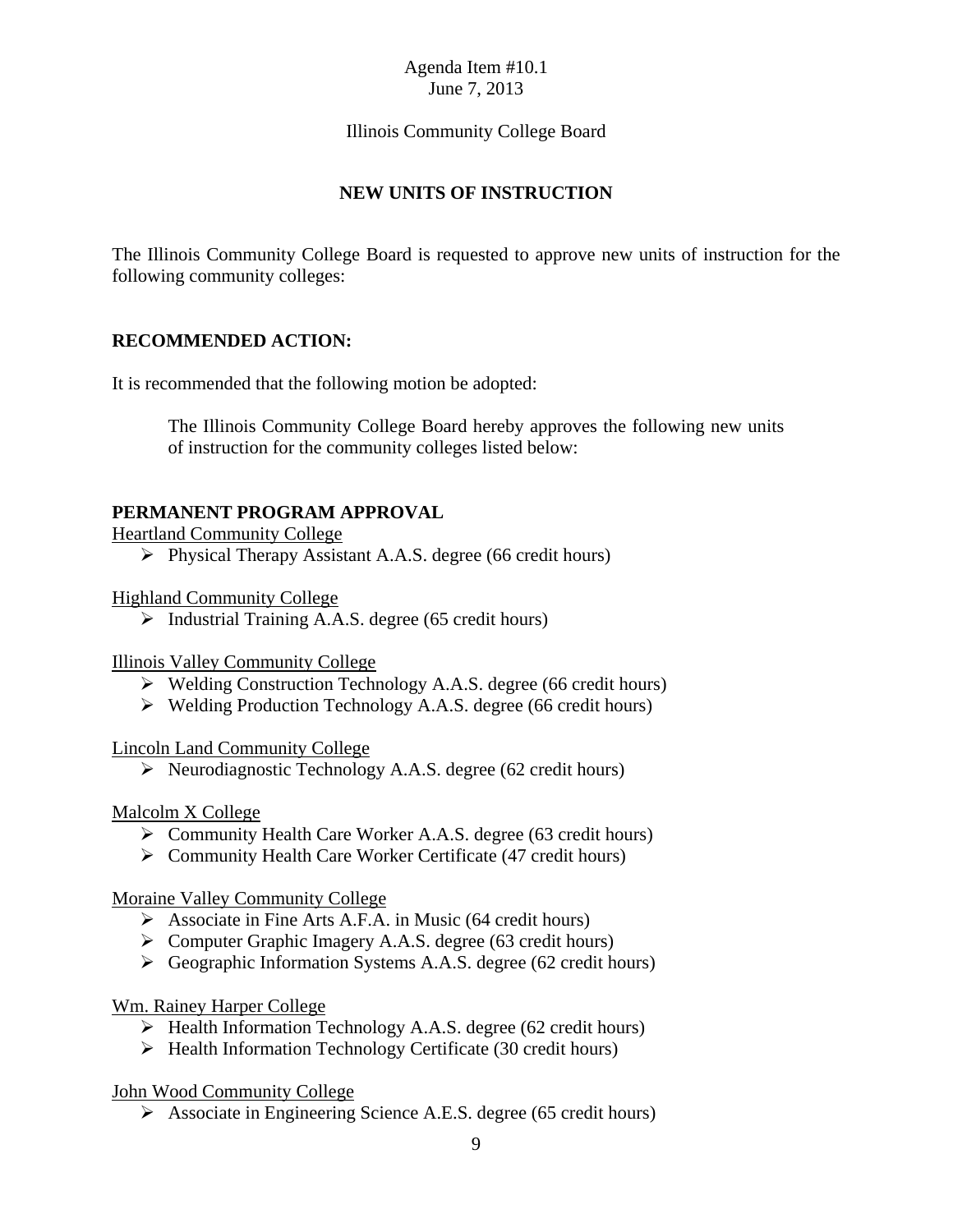Agenda Item #10.1
June 7, 2013

Illinois Community College Board

## NEW UNITS OF INSTRUCTION

The Illinois Community College Board is requested to approve new units of instruction for the following community colleges:

**RECOMMENDED ACTION:**

It is recommended that the following motion be adopted:

> The Illinois Community College Board hereby approves the following new units of instruction for the community colleges listed below:

**PERMANENT PROGRAM APPROVAL**

Heartland Community College

- Physical Therapy Assistant A.A.S. degree (66 credit hours)

Highland Community College

- Industrial Training A.A.S. degree (65 credit hours)

Illinois Valley Community College

- Welding Construction Technology A.A.S. degree (66 credit hours)
- Welding Production Technology A.A.S. degree (66 credit hours)

Lincoln Land Community College

- Neurodiagnostic Technology A.A.S. degree (62 credit hours)

Malcolm X College

- Community Health Care Worker A.A.S. degree (63 credit hours)
- Community Health Care Worker Certificate (47 credit hours)

Moraine Valley Community College

- Associate in Fine Arts A.F.A. in Music (64 credit hours)
- Computer Graphic Imagery A.A.S. degree (63 credit hours)
- Geographic Information Systems A.A.S. degree (62 credit hours)

Wm. Rainey Harper College

- Health Information Technology A.A.S. degree (62 credit hours)
- Health Information Technology Certificate (30 credit hours)

John Wood Community College

- Associate in Engineering Science A.E.S. degree (65 credit hours)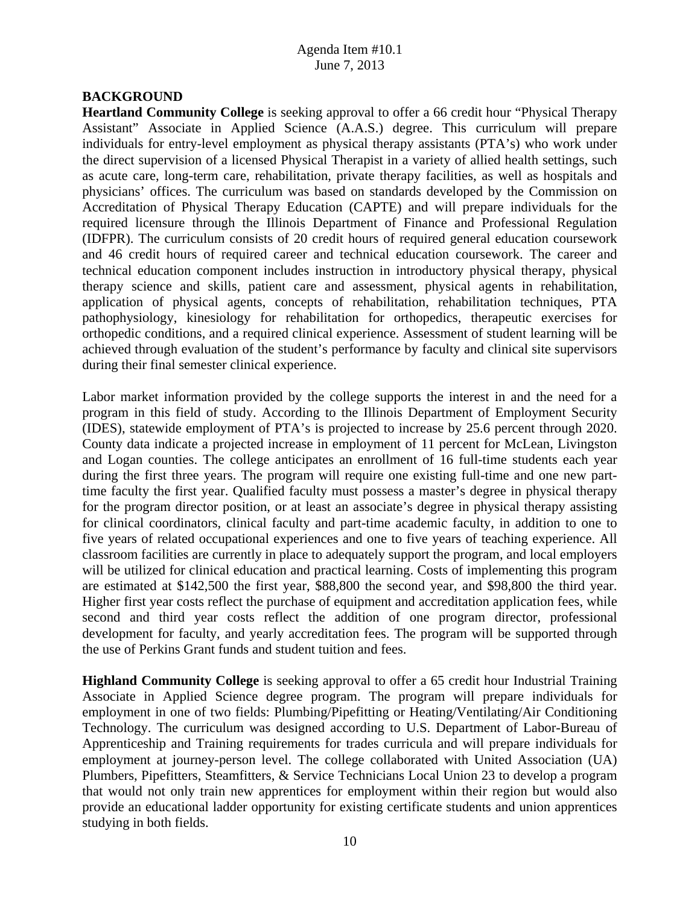## BACKGROUND

**Heartland Community College** is seeking approval to offer a 66 credit hour "Physical Therapy Assistant" Associate in Applied Science (A.A.S.) degree. This curriculum will prepare individuals for entry-level employment as physical therapy assistants (PTA's) who work under the direct supervision of a licensed Physical Therapist in a variety of allied health settings, such as acute care, long-term care, rehabilitation, private therapy facilities, as well as hospitals and physicians' offices. The curriculum was based on standards developed by the Commission on Accreditation of Physical Therapy Education (CAPTE) and will prepare individuals for the required licensure through the Illinois Department of Finance and Professional Regulation (IDFPR). The curriculum consists of 20 credit hours of required general education coursework and 46 credit hours of required career and technical education coursework. The career and technical education component includes instruction in introductory physical therapy, physical therapy science and skills, patient care and assessment, physical agents in rehabilitation, application of physical agents, concepts of rehabilitation, rehabilitation techniques, PTA pathophysiology, kinesiology for rehabilitation for orthopedics, therapeutic exercises for orthopedic conditions, and a required clinical experience. Assessment of student learning will be achieved through evaluation of the student's performance by faculty and clinical site supervisors during their final semester clinical experience.

Labor market information provided by the college supports the interest in and the need for a program in this field of study. According to the Illinois Department of Employment Security (IDES), statewide employment of PTA's is projected to increase by 25.6 percent through 2020. County data indicate a projected increase in employment of 11 percent for McLean, Livingston and Logan counties. The college anticipates an enrollment of 16 full-time students each year during the first three years. The program will require one existing full-time and one new part-time faculty the first year. Qualified faculty must possess a master's degree in physical therapy for the program director position, or at least an associate's degree in physical therapy assisting for clinical coordinators, clinical faculty and part-time academic faculty, in addition to one to five years of related occupational experiences and one to five years of teaching experience. All classroom facilities are currently in place to adequately support the program, and local employers will be utilized for clinical education and practical learning. Costs of implementing this program are estimated at $142,500 the first year, $88,800 the second year, and $98,800 the third year. Higher first year costs reflect the purchase of equipment and accreditation application fees, while second and third year costs reflect the addition of one program director, professional development for faculty, and yearly accreditation fees. The program will be supported through the use of Perkins Grant funds and student tuition and fees.

**Highland Community College** is seeking approval to offer a 65 credit hour Industrial Training Associate in Applied Science degree program. The program will prepare individuals for employment in one of two fields: Plumbing/Pipefitting or Heating/Ventilating/Air Conditioning Technology. The curriculum was designed according to U.S. Department of Labor-Bureau of Apprenticeship and Training requirements for trades curricula and will prepare individuals for employment at journey-person level. The college collaborated with United Association (UA) Plumbers, Pipefitters, Steamfitters, & Service Technicians Local Union 23 to develop a program that would not only train new apprentices for employment within their region but would also provide an educational ladder opportunity for existing certificate students and union apprentices studying in both fields.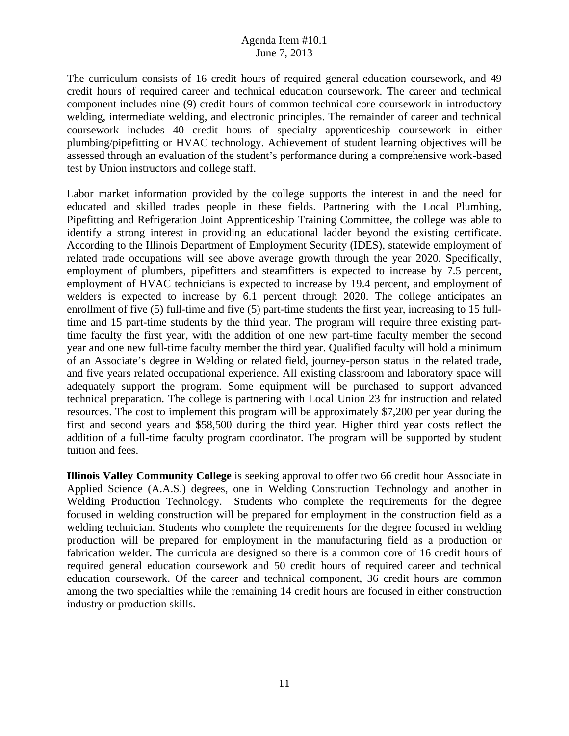The curriculum consists of 16 credit hours of required general education coursework, and 49 credit hours of required career and technical education coursework. The career and technical component includes nine (9) credit hours of common technical core coursework in introductory welding, intermediate welding, and electronic principles. The remainder of career and technical coursework includes 40 credit hours of specialty apprenticeship coursework in either plumbing/pipefitting or HVAC technology. Achievement of student learning objectives will be assessed through an evaluation of the student's performance during a comprehensive work-based test by Union instructors and college staff.

Labor market information provided by the college supports the interest in and the need for educated and skilled trades people in these fields. Partnering with the Local Plumbing, Pipefitting and Refrigeration Joint Apprenticeship Training Committee, the college was able to identify a strong interest in providing an educational ladder beyond the existing certificate. According to the Illinois Department of Employment Security (IDES), statewide employment of related trade occupations will see above average growth through the year 2020. Specifically, employment of plumbers, pipefitters and steamfitters is expected to increase by 7.5 percent, employment of HVAC technicians is expected to increase by 19.4 percent, and employment of welders is expected to increase by 6.1 percent through 2020. The college anticipates an enrollment of five (5) full-time and five (5) part-time students the first year, increasing to 15 full-time and 15 part-time students by the third year. The program will require three existing part-time faculty the first year, with the addition of one new part-time faculty member the second year and one new full-time faculty member the third year. Qualified faculty will hold a minimum of an Associate's degree in Welding or related field, journey-person status in the related trade, and five years related occupational experience. All existing classroom and laboratory space will adequately support the program. Some equipment will be purchased to support advanced technical preparation. The college is partnering with Local Union 23 for instruction and related resources. The cost to implement this program will be approximately $7,200 per year during the first and second years and $58,500 during the third year. Higher third year costs reflect the addition of a full-time faculty program coordinator. The program will be supported by student tuition and fees.

**Illinois Valley Community College** is seeking approval to offer two 66 credit hour Associate in Applied Science (A.A.S.) degrees, one in Welding Construction Technology and another in Welding Production Technology. Students who complete the requirements for the degree focused in welding construction will be prepared for employment in the construction field as a welding technician. Students who complete the requirements for the degree focused in welding production will be prepared for employment in the manufacturing field as a production or fabrication welder. The curricula are designed so there is a common core of 16 credit hours of required general education coursework and 50 credit hours of required career and technical education coursework. Of the career and technical component, 36 credit hours are common among the two specialties while the remaining 14 credit hours are focused in either construction industry or production skills.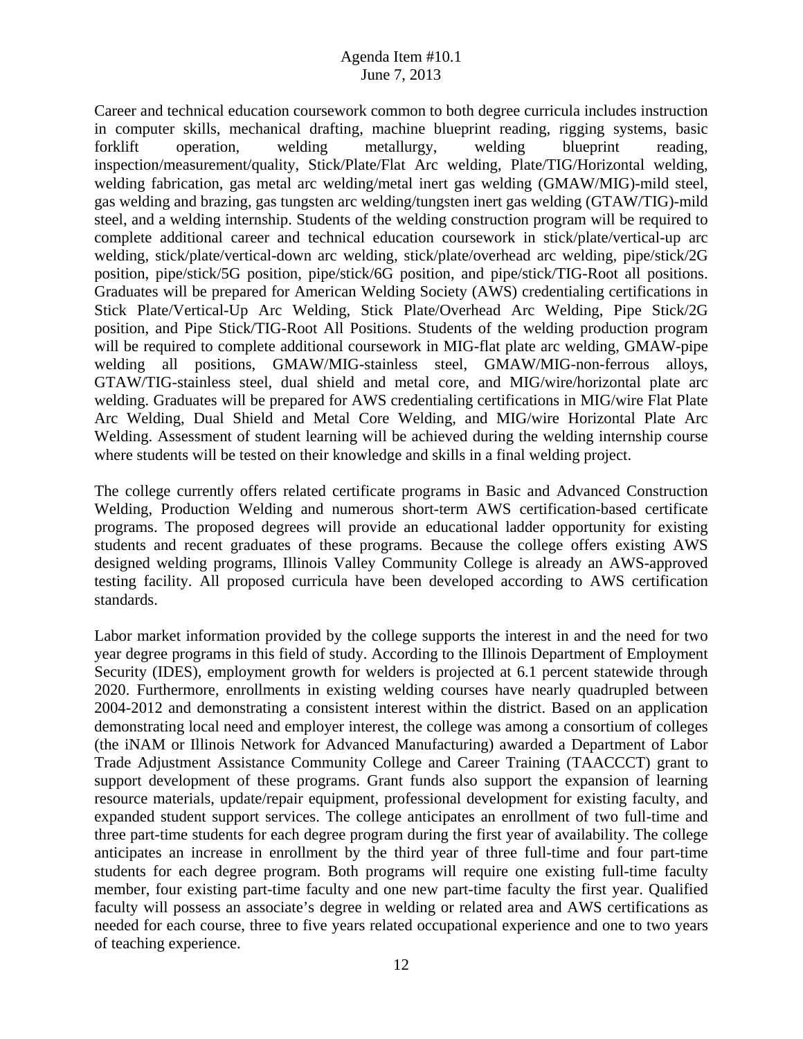Career and technical education coursework common to both degree curricula includes instruction in computer skills, mechanical drafting, machine blueprint reading, rigging systems, basic forklift operation, welding metallurgy, welding blueprint reading, inspection/measurement/quality, Stick/Plate/Flat Arc welding, Plate/TIG/Horizontal welding, welding fabrication, gas metal arc welding/metal inert gas welding (GMAW/MIG)-mild steel, gas welding and brazing, gas tungsten arc welding/tungsten inert gas welding (GTAW/TIG)-mild steel, and a welding internship. Students of the welding construction program will be required to complete additional career and technical education coursework in stick/plate/vertical-up arc welding, stick/plate/vertical-down arc welding, stick/plate/overhead arc welding, pipe/stick/2G position, pipe/stick/5G position, pipe/stick/6G position, and pipe/stick/TIG-Root all positions. Graduates will be prepared for American Welding Society (AWS) credentialing certifications in Stick Plate/Vertical-Up Arc Welding, Stick Plate/Overhead Arc Welding, Pipe Stick/2G position, and Pipe Stick/TIG-Root All Positions. Students of the welding production program will be required to complete additional coursework in MIG-flat plate arc welding, GMAW-pipe welding all positions, GMAW/MIG-stainless steel, GMAW/MIG-non-ferrous alloys, GTAW/TIG-stainless steel, dual shield and metal core, and MIG/wire/horizontal plate arc welding. Graduates will be prepared for AWS credentialing certifications in MIG/wire Flat Plate Arc Welding, Dual Shield and Metal Core Welding, and MIG/wire Horizontal Plate Arc Welding. Assessment of student learning will be achieved during the welding internship course where students will be tested on their knowledge and skills in a final welding project.

The college currently offers related certificate programs in Basic and Advanced Construction Welding, Production Welding and numerous short-term AWS certification-based certificate programs. The proposed degrees will provide an educational ladder opportunity for existing students and recent graduates of these programs. Because the college offers existing AWS designed welding programs, Illinois Valley Community College is already an AWS-approved testing facility. All proposed curricula have been developed according to AWS certification standards.

Labor market information provided by the college supports the interest in and the need for two year degree programs in this field of study. According to the Illinois Department of Employment Security (IDES), employment growth for welders is projected at 6.1 percent statewide through 2020. Furthermore, enrollments in existing welding courses have nearly quadrupled between 2004-2012 and demonstrating a consistent interest within the district. Based on an application demonstrating local need and employer interest, the college was among a consortium of colleges (the iNAM or Illinois Network for Advanced Manufacturing) awarded a Department of Labor Trade Adjustment Assistance Community College and Career Training (TAACCCT) grant to support development of these programs. Grant funds also support the expansion of learning resource materials, update/repair equipment, professional development for existing faculty, and expanded student support services. The college anticipates an enrollment of two full-time and three part-time students for each degree program during the first year of availability. The college anticipates an increase in enrollment by the third year of three full-time and four part-time students for each degree program. Both programs will require one existing full-time faculty member, four existing part-time faculty and one new part-time faculty the first year. Qualified faculty will possess an associate's degree in welding or related area and AWS certifications as needed for each course, three to five years related occupational experience and one to two years of teaching experience.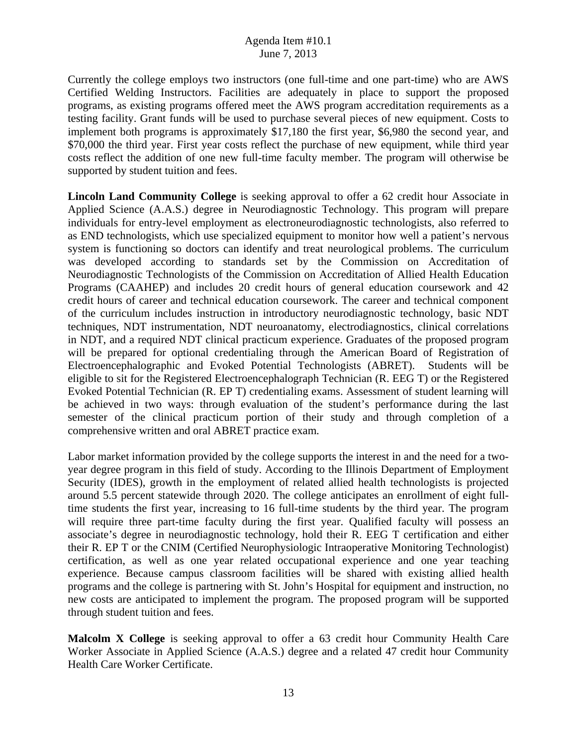Currently the college employs two instructors (one full-time and one part-time) who are AWS Certified Welding Instructors. Facilities are adequately in place to support the proposed programs, as existing programs offered meet the AWS program accreditation requirements as a testing facility. Grant funds will be used to purchase several pieces of new equipment. Costs to implement both programs is approximately $17,180 the first year, $6,980 the second year, and $70,000 the third year. First year costs reflect the purchase of new equipment, while third year costs reflect the addition of one new full-time faculty member. The program will otherwise be supported by student tuition and fees.

**Lincoln Land Community College** is seeking approval to offer a 62 credit hour Associate in Applied Science (A.A.S.) degree in Neurodiagnostic Technology. This program will prepare individuals for entry-level employment as electroneurodiagnostic technologists, also referred to as END technologists, which use specialized equipment to monitor how well a patient's nervous system is functioning so doctors can identify and treat neurological problems. The curriculum was developed according to standards set by the Commission on Accreditation of Neurodiagnostic Technologists of the Commission on Accreditation of Allied Health Education Programs (CAAHEP) and includes 20 credit hours of general education coursework and 42 credit hours of career and technical education coursework. The career and technical component of the curriculum includes instruction in introductory neurodiagnostic technology, basic NDT techniques, NDT instrumentation, NDT neuroanatomy, electrodiagnostics, clinical correlations in NDT, and a required NDT clinical practicum experience. Graduates of the proposed program will be prepared for optional credentialing through the American Board of Registration of Electroencephalographic and Evoked Potential Technologists (ABRET). Students will be eligible to sit for the Registered Electroencephalograph Technician (R. EEG T) or the Registered Evoked Potential Technician (R. EP T) credentialing exams. Assessment of student learning will be achieved in two ways: through evaluation of the student's performance during the last semester of the clinical practicum portion of their study and through completion of a comprehensive written and oral ABRET practice exam.

Labor market information provided by the college supports the interest in and the need for a two-year degree program in this field of study. According to the Illinois Department of Employment Security (IDES), growth in the employment of related allied health technologists is projected around 5.5 percent statewide through 2020. The college anticipates an enrollment of eight full-time students the first year, increasing to 16 full-time students by the third year. The program will require three part-time faculty during the first year. Qualified faculty will possess an associate's degree in neurodiagnostic technology, hold their R. EEG T certification and either their R. EP T or the CNIM (Certified Neurophysiologic Intraoperative Monitoring Technologist) certification, as well as one year related occupational experience and one year teaching experience. Because campus classroom facilities will be shared with existing allied health programs and the college is partnering with St. John's Hospital for equipment and instruction, no new costs are anticipated to implement the program. The proposed program will be supported through student tuition and fees.

**Malcolm X College** is seeking approval to offer a 63 credit hour Community Health Care Worker Associate in Applied Science (A.A.S.) degree and a related 47 credit hour Community Health Care Worker Certificate.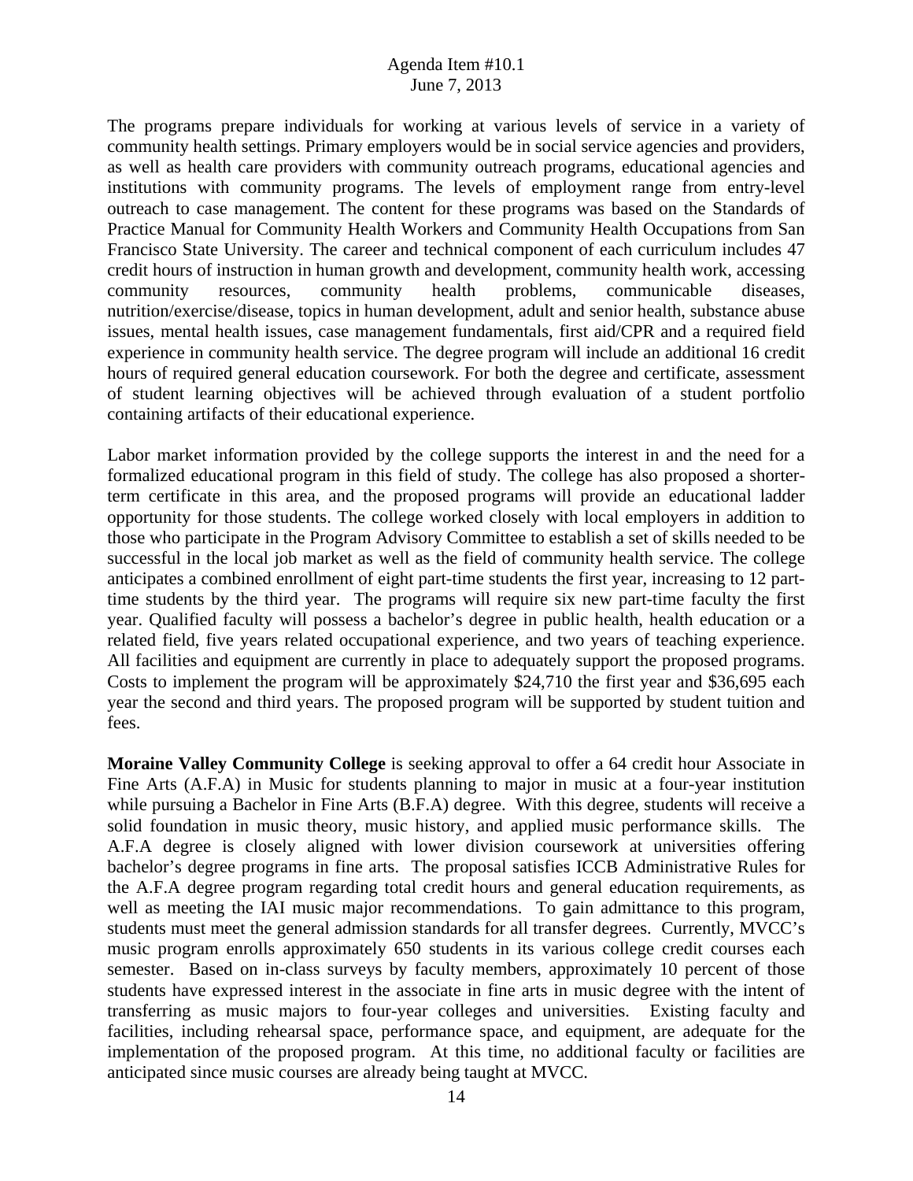The programs prepare individuals for working at various levels of service in a variety of community health settings. Primary employers would be in social service agencies and providers, as well as health care providers with community outreach programs, educational agencies and institutions with community programs. The levels of employment range from entry-level outreach to case management. The content for these programs was based on the Standards of Practice Manual for Community Health Workers and Community Health Occupations from San Francisco State University. The career and technical component of each curriculum includes 47 credit hours of instruction in human growth and development, community health work, accessing community resources, community health problems, communicable diseases, nutrition/exercise/disease, topics in human development, adult and senior health, substance abuse issues, mental health issues, case management fundamentals, first aid/CPR and a required field experience in community health service. The degree program will include an additional 16 credit hours of required general education coursework. For both the degree and certificate, assessment of student learning objectives will be achieved through evaluation of a student portfolio containing artifacts of their educational experience.

Labor market information provided by the college supports the interest in and the need for a formalized educational program in this field of study. The college has also proposed a shorter-term certificate in this area, and the proposed programs will provide an educational ladder opportunity for those students. The college worked closely with local employers in addition to those who participate in the Program Advisory Committee to establish a set of skills needed to be successful in the local job market as well as the field of community health service. The college anticipates a combined enrollment of eight part-time students the first year, increasing to 12 part-time students by the third year. The programs will require six new part-time faculty the first year. Qualified faculty will possess a bachelor's degree in public health, health education or a related field, five years related occupational experience, and two years of teaching experience. All facilities and equipment are currently in place to adequately support the proposed programs. Costs to implement the program will be approximately $24,710 the first year and $36,695 each year the second and third years. The proposed program will be supported by student tuition and fees.

**Moraine Valley Community College** is seeking approval to offer a 64 credit hour Associate in Fine Arts (A.F.A) in Music for students planning to major in music at a four-year institution while pursuing a Bachelor in Fine Arts (B.F.A) degree. With this degree, students will receive a solid foundation in music theory, music history, and applied music performance skills. The A.F.A degree is closely aligned with lower division coursework at universities offering bachelor's degree programs in fine arts. The proposal satisfies ICCB Administrative Rules for the A.F.A degree program regarding total credit hours and general education requirements, as well as meeting the IAI music major recommendations. To gain admittance to this program, students must meet the general admission standards for all transfer degrees. Currently, MVCC's music program enrolls approximately 650 students in its various college credit courses each semester. Based on in-class surveys by faculty members, approximately 10 percent of those students have expressed interest in the associate in fine arts in music degree with the intent of transferring as music majors to four-year colleges and universities. Existing faculty and facilities, including rehearsal space, performance space, and equipment, are adequate for the implementation of the proposed program. At this time, no additional faculty or facilities are anticipated since music courses are already being taught at MVCC.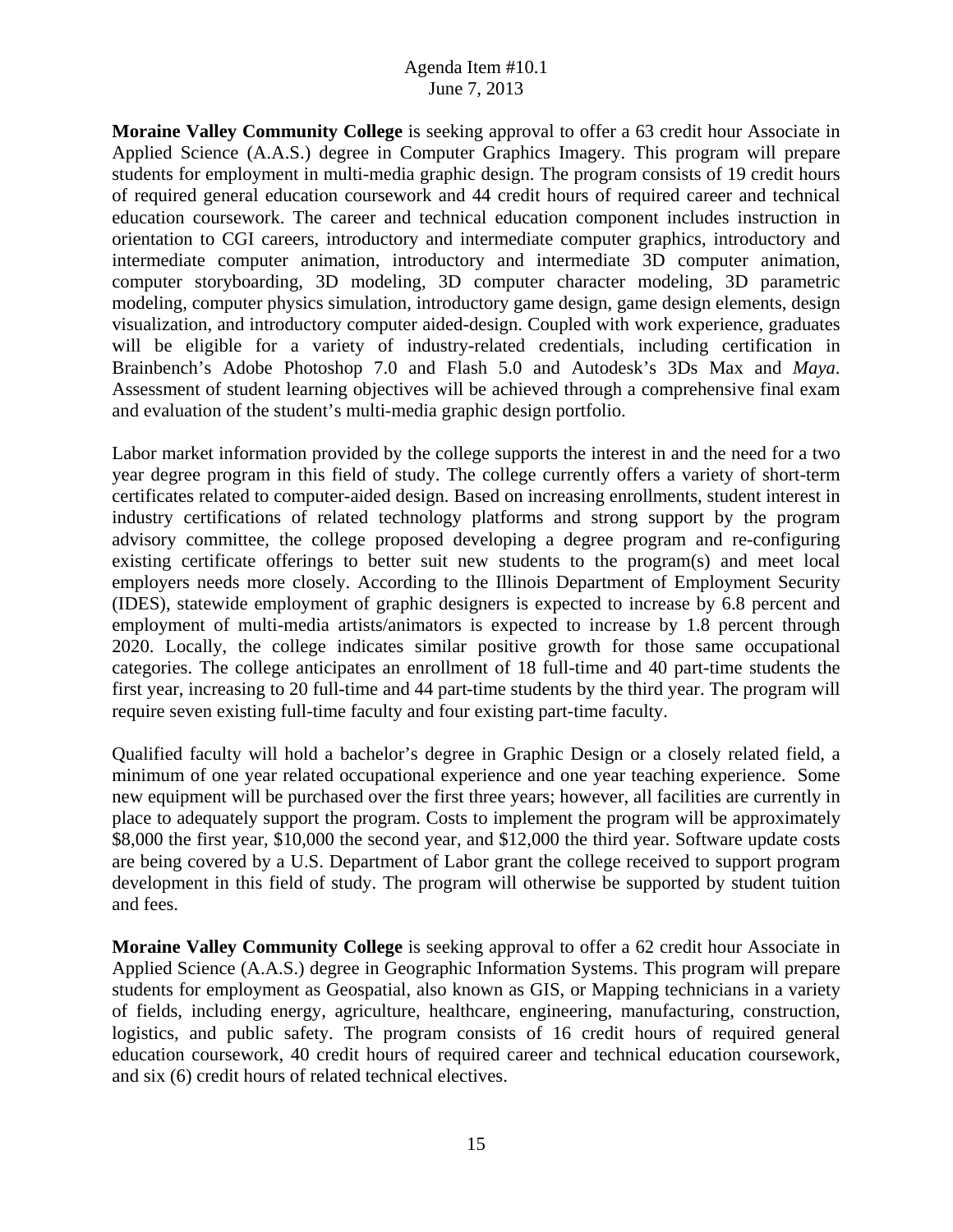**Moraine Valley Community College** is seeking approval to offer a 63 credit hour Associate in Applied Science (A.A.S.) degree in Computer Graphics Imagery. This program will prepare students for employment in multi-media graphic design. The program consists of 19 credit hours of required general education coursework and 44 credit hours of required career and technical education coursework. The career and technical education component includes instruction in orientation to CGI careers, introductory and intermediate computer graphics, introductory and intermediate computer animation, introductory and intermediate 3D computer animation, computer storyboarding, 3D modeling, 3D computer character modeling, 3D parametric modeling, computer physics simulation, introductory game design, game design elements, design visualization, and introductory computer aided-design. Coupled with work experience, graduates will be eligible for a variety of industry-related credentials, including certification in Brainbench's Adobe Photoshop 7.0 and Flash 5.0 and Autodesk's 3Ds Max and *Maya*. Assessment of student learning objectives will be achieved through a comprehensive final exam and evaluation of the student's multi-media graphic design portfolio.

Labor market information provided by the college supports the interest in and the need for a two year degree program in this field of study. The college currently offers a variety of short-term certificates related to computer-aided design. Based on increasing enrollments, student interest in industry certifications of related technology platforms and strong support by the program advisory committee, the college proposed developing a degree program and re-configuring existing certificate offerings to better suit new students to the program(s) and meet local employers needs more closely. According to the Illinois Department of Employment Security (IDES), statewide employment of graphic designers is expected to increase by 6.8 percent and employment of multi-media artists/animators is expected to increase by 1.8 percent through 2020. Locally, the college indicates similar positive growth for those same occupational categories. The college anticipates an enrollment of 18 full-time and 40 part-time students the first year, increasing to 20 full-time and 44 part-time students by the third year. The program will require seven existing full-time faculty and four existing part-time faculty.

Qualified faculty will hold a bachelor's degree in Graphic Design or a closely related field, a minimum of one year related occupational experience and one year teaching experience. Some new equipment will be purchased over the first three years; however, all facilities are currently in place to adequately support the program. Costs to implement the program will be approximately $8,000 the first year, $10,000 the second year, and $12,000 the third year. Software update costs are being covered by a U.S. Department of Labor grant the college received to support program development in this field of study. The program will otherwise be supported by student tuition and fees.

**Moraine Valley Community College** is seeking approval to offer a 62 credit hour Associate in Applied Science (A.A.S.) degree in Geographic Information Systems. This program will prepare students for employment as Geospatial, also known as GIS, or Mapping technicians in a variety of fields, including energy, agriculture, healthcare, engineering, manufacturing, construction, logistics, and public safety. The program consists of 16 credit hours of required general education coursework, 40 credit hours of required career and technical education coursework, and six (6) credit hours of related technical electives.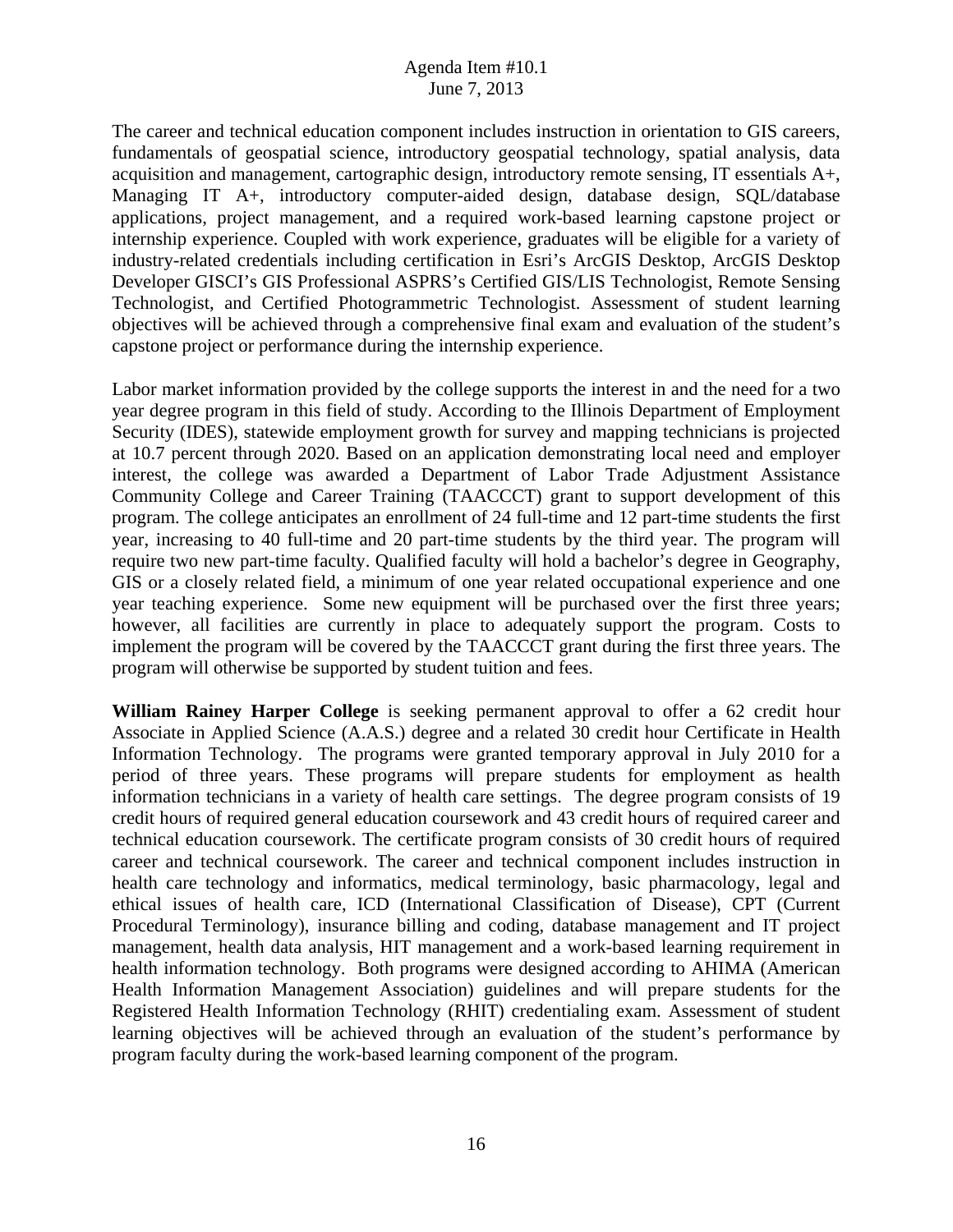The career and technical education component includes instruction in orientation to GIS careers, fundamentals of geospatial science, introductory geospatial technology, spatial analysis, data acquisition and management, cartographic design, introductory remote sensing, IT essentials A+, Managing IT A+, introductory computer-aided design, database design, SQL/database applications, project management, and a required work-based learning capstone project or internship experience. Coupled with work experience, graduates will be eligible for a variety of industry-related credentials including certification in Esri's ArcGIS Desktop, ArcGIS Desktop Developer GISCI's GIS Professional ASPRS's Certified GIS/LIS Technologist, Remote Sensing Technologist, and Certified Photogrammetric Technologist. Assessment of student learning objectives will be achieved through a comprehensive final exam and evaluation of the student's capstone project or performance during the internship experience.

Labor market information provided by the college supports the interest in and the need for a two year degree program in this field of study. According to the Illinois Department of Employment Security (IDES), statewide employment growth for survey and mapping technicians is projected at 10.7 percent through 2020. Based on an application demonstrating local need and employer interest, the college was awarded a Department of Labor Trade Adjustment Assistance Community College and Career Training (TAACCCT) grant to support development of this program. The college anticipates an enrollment of 24 full-time and 12 part-time students the first year, increasing to 40 full-time and 20 part-time students by the third year. The program will require two new part-time faculty. Qualified faculty will hold a bachelor's degree in Geography, GIS or a closely related field, a minimum of one year related occupational experience and one year teaching experience. Some new equipment will be purchased over the first three years; however, all facilities are currently in place to adequately support the program. Costs to implement the program will be covered by the TAACCCT grant during the first three years. The program will otherwise be supported by student tuition and fees.

**William Rainey Harper College** is seeking permanent approval to offer a 62 credit hour Associate in Applied Science (A.A.S.) degree and a related 30 credit hour Certificate in Health Information Technology. The programs were granted temporary approval in July 2010 for a period of three years. These programs will prepare students for employment as health information technicians in a variety of health care settings. The degree program consists of 19 credit hours of required general education coursework and 43 credit hours of required career and technical education coursework. The certificate program consists of 30 credit hours of required career and technical coursework. The career and technical component includes instruction in health care technology and informatics, medical terminology, basic pharmacology, legal and ethical issues of health care, ICD (International Classification of Disease), CPT (Current Procedural Terminology), insurance billing and coding, database management and IT project management, health data analysis, HIT management and a work-based learning requirement in health information technology. Both programs were designed according to AHIMA (American Health Information Management Association) guidelines and will prepare students for the Registered Health Information Technology (RHIT) credentialing exam. Assessment of student learning objectives will be achieved through an evaluation of the student's performance by program faculty during the work-based learning component of the program.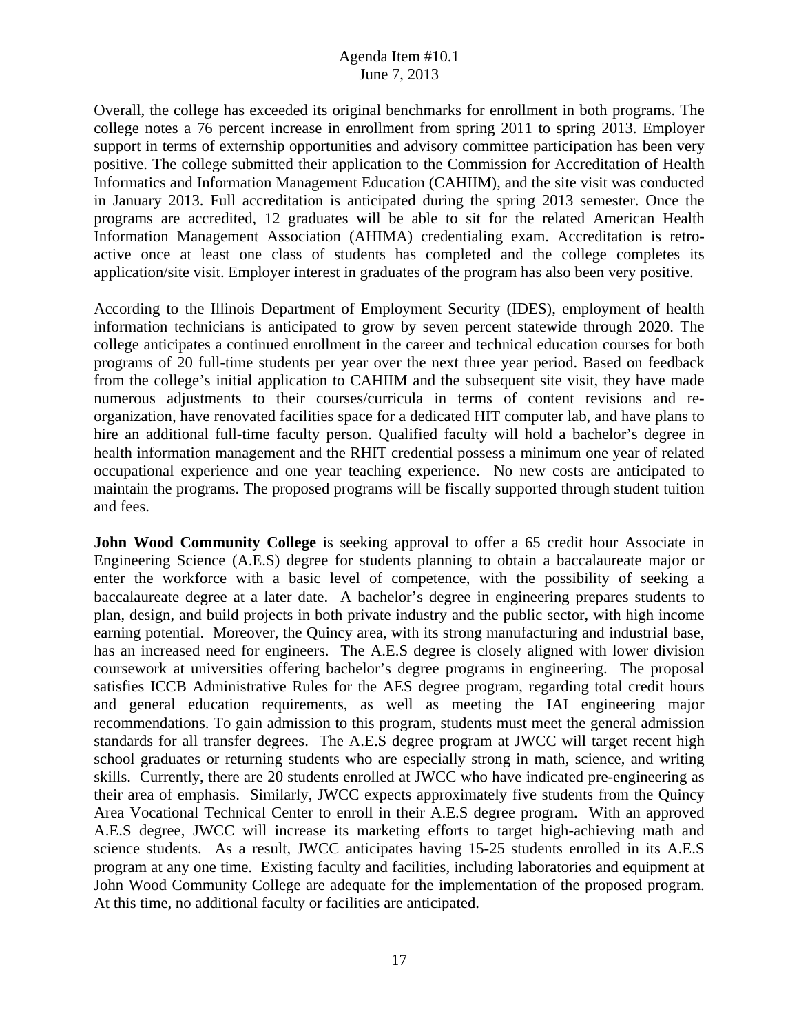Overall, the college has exceeded its original benchmarks for enrollment in both programs. The college notes a 76 percent increase in enrollment from spring 2011 to spring 2013. Employer support in terms of externship opportunities and advisory committee participation has been very positive. The college submitted their application to the Commission for Accreditation of Health Informatics and Information Management Education (CAHIIM), and the site visit was conducted in January 2013. Full accreditation is anticipated during the spring 2013 semester. Once the programs are accredited, 12 graduates will be able to sit for the related American Health Information Management Association (AHIMA) credentialing exam. Accreditation is retro-active once at least one class of students has completed and the college completes its application/site visit. Employer interest in graduates of the program has also been very positive.

According to the Illinois Department of Employment Security (IDES), employment of health information technicians is anticipated to grow by seven percent statewide through 2020. The college anticipates a continued enrollment in the career and technical education courses for both programs of 20 full-time students per year over the next three year period. Based on feedback from the college's initial application to CAHIIM and the subsequent site visit, they have made numerous adjustments to their courses/curricula in terms of content revisions and re-organization, have renovated facilities space for a dedicated HIT computer lab, and have plans to hire an additional full-time faculty person. Qualified faculty will hold a bachelor's degree in health information management and the RHIT credential possess a minimum one year of related occupational experience and one year teaching experience. No new costs are anticipated to maintain the programs. The proposed programs will be fiscally supported through student tuition and fees.

**John Wood Community College** is seeking approval to offer a 65 credit hour Associate in Engineering Science (A.E.S) degree for students planning to obtain a baccalaureate major or enter the workforce with a basic level of competence, with the possibility of seeking a baccalaureate degree at a later date. A bachelor's degree in engineering prepares students to plan, design, and build projects in both private industry and the public sector, with high income earning potential. Moreover, the Quincy area, with its strong manufacturing and industrial base, has an increased need for engineers. The A.E.S degree is closely aligned with lower division coursework at universities offering bachelor's degree programs in engineering. The proposal satisfies ICCB Administrative Rules for the AES degree program, regarding total credit hours and general education requirements, as well as meeting the IAI engineering major recommendations. To gain admission to this program, students must meet the general admission standards for all transfer degrees. The A.E.S degree program at JWCC will target recent high school graduates or returning students who are especially strong in math, science, and writing skills. Currently, there are 20 students enrolled at JWCC who have indicated pre-engineering as their area of emphasis. Similarly, JWCC expects approximately five students from the Quincy Area Vocational Technical Center to enroll in their A.E.S degree program. With an approved A.E.S degree, JWCC will increase its marketing efforts to target high-achieving math and science students. As a result, JWCC anticipates having 15-25 students enrolled in its A.E.S program at any one time. Existing faculty and facilities, including laboratories and equipment at John Wood Community College are adequate for the implementation of the proposed program. At this time, no additional faculty or facilities are anticipated.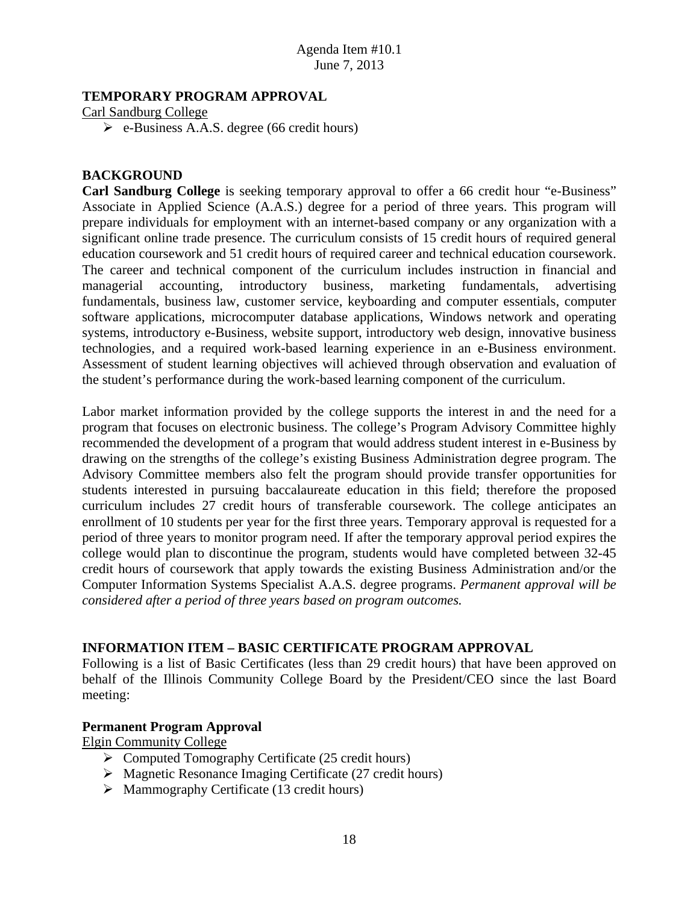Agenda Item #10.1
June 7, 2013

**TEMPORARY PROGRAM APPROVAL**

Carl Sandburg College

- e-Business A.A.S. degree (66 credit hours)

**BACKGROUND**

**Carl Sandburg College** is seeking temporary approval to offer a 66 credit hour "e-Business" Associate in Applied Science (A.A.S.) degree for a period of three years. This program will prepare individuals for employment with an internet-based company or any organization with a significant online trade presence. The curriculum consists of 15 credit hours of required general education coursework and 51 credit hours of required career and technical education coursework. The career and technical component of the curriculum includes instruction in financial and managerial accounting, introductory business, marketing fundamentals, advertising fundamentals, business law, customer service, keyboarding and computer essentials, computer software applications, microcomputer database applications, Windows network and operating systems, introductory e-Business, website support, introductory web design, innovative business technologies, and a required work-based learning experience in an e-Business environment. Assessment of student learning objectives will achieved through observation and evaluation of the student's performance during the work-based learning component of the curriculum.

Labor market information provided by the college supports the interest in and the need for a program that focuses on electronic business. The college's Program Advisory Committee highly recommended the development of a program that would address student interest in e-Business by drawing on the strengths of the college's existing Business Administration degree program. The Advisory Committee members also felt the program should provide transfer opportunities for students interested in pursuing baccalaureate education in this field; therefore the proposed curriculum includes 27 credit hours of transferable coursework. The college anticipates an enrollment of 10 students per year for the first three years. Temporary approval is requested for a period of three years to monitor program need. If after the temporary approval period expires the college would plan to discontinue the program, students would have completed between 32-45 credit hours of coursework that apply towards the existing Business Administration and/or the Computer Information Systems Specialist A.A.S. degree programs. *Permanent approval will be considered after a period of three years based on program outcomes.*

**INFORMATION ITEM – BASIC CERTIFICATE PROGRAM APPROVAL**

Following is a list of Basic Certificates (less than 29 credit hours) that have been approved on behalf of the Illinois Community College Board by the President/CEO since the last Board meeting:

**Permanent Program Approval**

Elgin Community College

- Computed Tomography Certificate (25 credit hours)
- Magnetic Resonance Imaging Certificate (27 credit hours)
- Mammography Certificate (13 credit hours)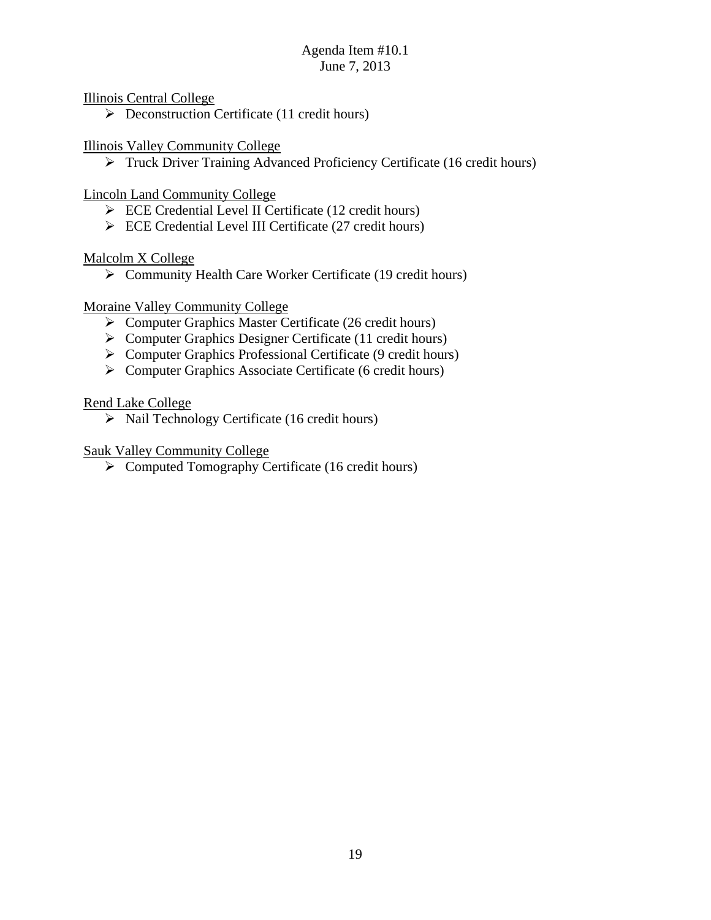Illinois Central College

- Deconstruction Certificate (11 credit hours)

Illinois Valley Community College

- Truck Driver Training Advanced Proficiency Certificate (16 credit hours)

Lincoln Land Community College

- ECE Credential Level II Certificate (12 credit hours)
- ECE Credential Level III Certificate (27 credit hours)

Malcolm X College

- Community Health Care Worker Certificate (19 credit hours)

Moraine Valley Community College

- Computer Graphics Master Certificate (26 credit hours)
- Computer Graphics Designer Certificate (11 credit hours)
- Computer Graphics Professional Certificate (9 credit hours)
- Computer Graphics Associate Certificate (6 credit hours)

Rend Lake College

- Nail Technology Certificate (16 credit hours)

Sauk Valley Community College

- Computed Tomography Certificate (16 credit hours)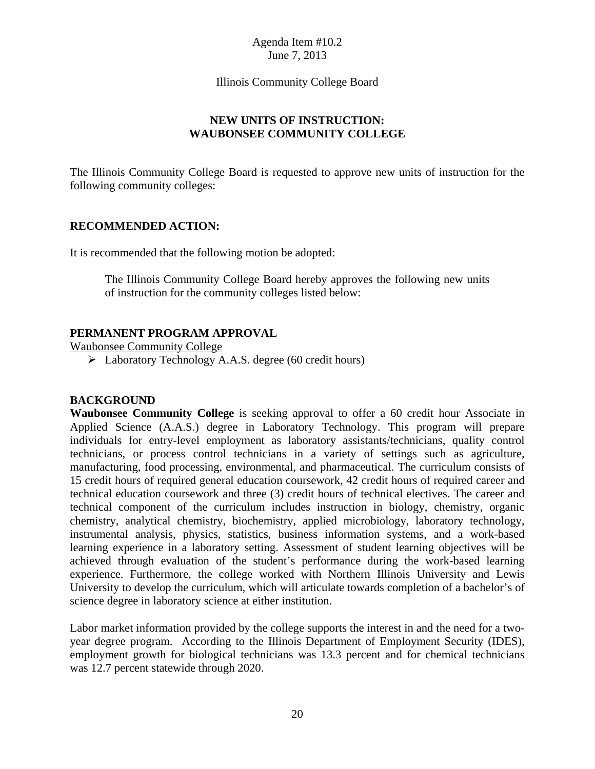Agenda Item #10.2
June 7, 2013

Illinois Community College Board

## NEW UNITS OF INSTRUCTION: WAUBONSEE COMMUNITY COLLEGE

The Illinois Community College Board is requested to approve new units of instruction for the following community colleges:

**RECOMMENDED ACTION:**

It is recommended that the following motion be adopted:

> The Illinois Community College Board hereby approves the following new units of instruction for the community colleges listed below:

**PERMANENT PROGRAM APPROVAL**

<u>Waubonsee Community College</u>

- Laboratory Technology A.A.S. degree (60 credit hours)

**BACKGROUND**

**Waubonsee Community College** is seeking approval to offer a 60 credit hour Associate in Applied Science (A.A.S.) degree in Laboratory Technology. This program will prepare individuals for entry-level employment as laboratory assistants/technicians, quality control technicians, or process control technicians in a variety of settings such as agriculture, manufacturing, food processing, environmental, and pharmaceutical. The curriculum consists of 15 credit hours of required general education coursework, 42 credit hours of required career and technical education coursework and three (3) credit hours of technical electives. The career and technical component of the curriculum includes instruction in biology, chemistry, organic chemistry, analytical chemistry, biochemistry, applied microbiology, laboratory technology, instrumental analysis, physics, statistics, business information systems, and a work-based learning experience in a laboratory setting. Assessment of student learning objectives will be achieved through evaluation of the student's performance during the work-based learning experience. Furthermore, the college worked with Northern Illinois University and Lewis University to develop the curriculum, which will articulate towards completion of a bachelor's of science degree in laboratory science at either institution.

Labor market information provided by the college supports the interest in and the need for a two-year degree program. According to the Illinois Department of Employment Security (IDES), employment growth for biological technicians was 13.3 percent and for chemical technicians was 12.7 percent statewide through 2020.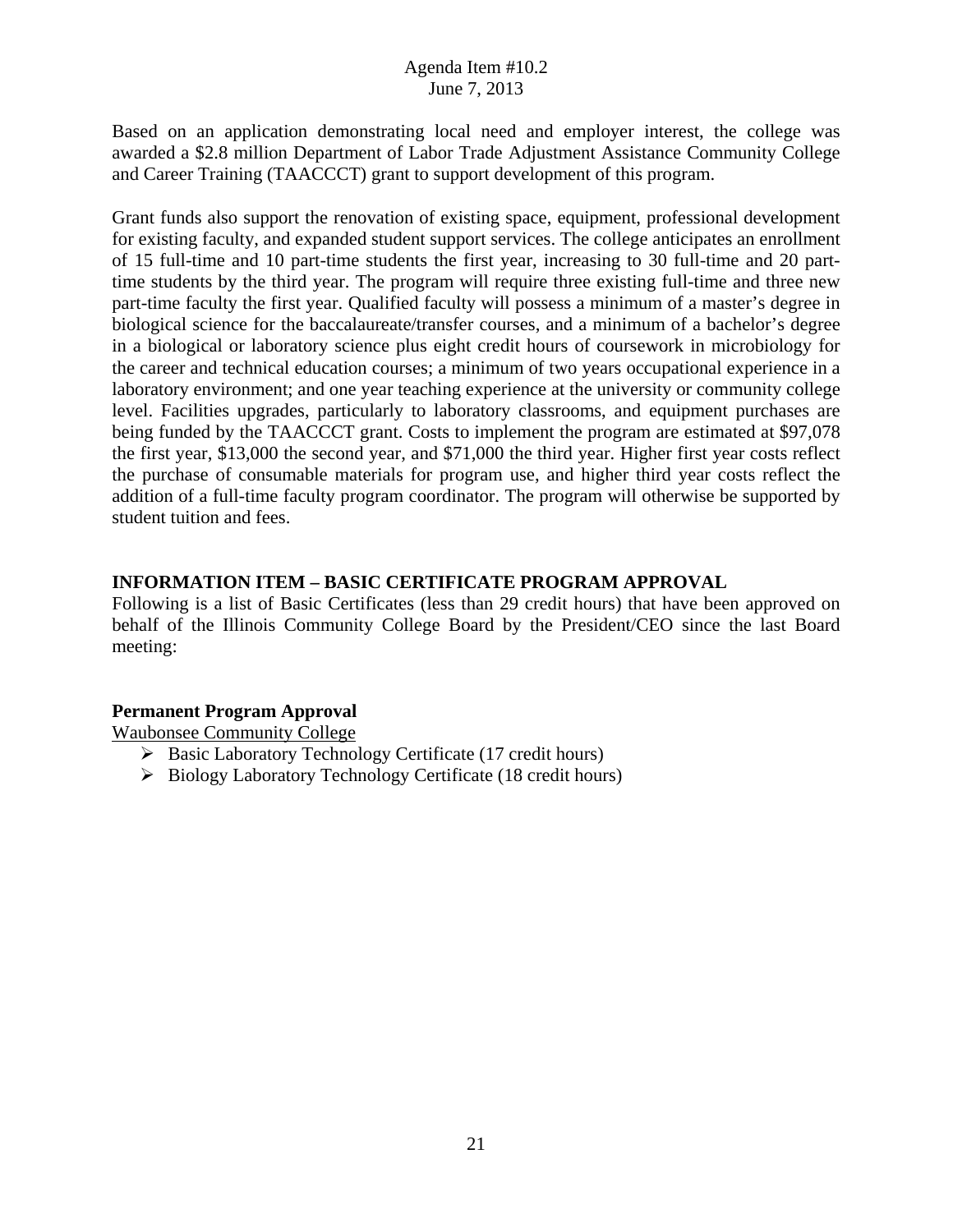Based on an application demonstrating local need and employer interest, the college was awarded a $2.8 million Department of Labor Trade Adjustment Assistance Community College and Career Training (TAACCCT) grant to support development of this program.

Grant funds also support the renovation of existing space, equipment, professional development for existing faculty, and expanded student support services. The college anticipates an enrollment of 15 full-time and 10 part-time students the first year, increasing to 30 full-time and 20 part-time students by the third year. The program will require three existing full-time and three new part-time faculty the first year. Qualified faculty will possess a minimum of a master's degree in biological science for the baccalaureate/transfer courses, and a minimum of a bachelor's degree in a biological or laboratory science plus eight credit hours of coursework in microbiology for the career and technical education courses; a minimum of two years occupational experience in a laboratory environment; and one year teaching experience at the university or community college level. Facilities upgrades, particularly to laboratory classrooms, and equipment purchases are being funded by the TAACCCT grant. Costs to implement the program are estimated at $97,078 the first year, $13,000 the second year, and $71,000 the third year. Higher first year costs reflect the purchase of consumable materials for program use, and higher third year costs reflect the addition of a full-time faculty program coordinator. The program will otherwise be supported by student tuition and fees.

## INFORMATION ITEM – BASIC CERTIFICATE PROGRAM APPROVAL

Following is a list of Basic Certificates (less than 29 credit hours) that have been approved on behalf of the Illinois Community College Board by the President/CEO since the last Board meeting:

### Permanent Program Approval

Waubonsee Community College

- Basic Laboratory Technology Certificate (17 credit hours)
- Biology Laboratory Technology Certificate (18 credit hours)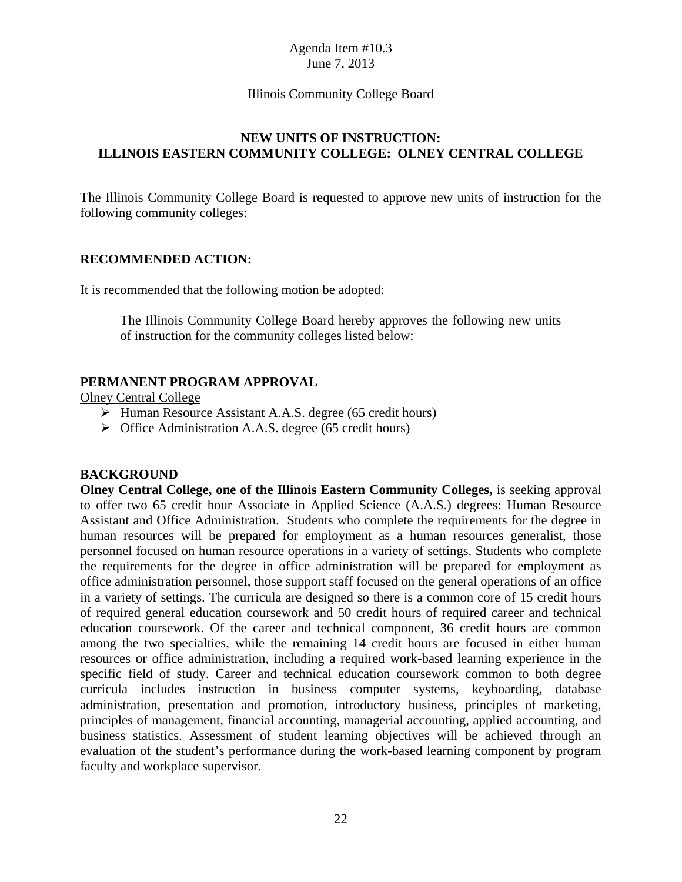Agenda Item #10.3
June 7, 2013

Illinois Community College Board

## NEW UNITS OF INSTRUCTION: ILLINOIS EASTERN COMMUNITY COLLEGE: OLNEY CENTRAL COLLEGE

The Illinois Community College Board is requested to approve new units of instruction for the following community colleges:

### RECOMMENDED ACTION:

It is recommended that the following motion be adopted:

> The Illinois Community College Board hereby approves the following new units of instruction for the community colleges listed below:

### PERMANENT PROGRAM APPROVAL

Olney Central College

- Human Resource Assistant A.A.S. degree (65 credit hours)
- Office Administration A.A.S. degree (65 credit hours)

### BACKGROUND

**Olney Central College, one of the Illinois Eastern Community Colleges,** is seeking approval to offer two 65 credit hour Associate in Applied Science (A.A.S.) degrees: Human Resource Assistant and Office Administration. Students who complete the requirements for the degree in human resources will be prepared for employment as a human resources generalist, those personnel focused on human resource operations in a variety of settings. Students who complete the requirements for the degree in office administration will be prepared for employment as office administration personnel, those support staff focused on the general operations of an office in a variety of settings. The curricula are designed so there is a common core of 15 credit hours of required general education coursework and 50 credit hours of required career and technical education coursework. Of the career and technical component, 36 credit hours are common among the two specialties, while the remaining 14 credit hours are focused in either human resources or office administration, including a required work-based learning experience in the specific field of study. Career and technical education coursework common to both degree curricula includes instruction in business computer systems, keyboarding, database administration, presentation and promotion, introductory business, principles of marketing, principles of management, financial accounting, managerial accounting, applied accounting, and business statistics. Assessment of student learning objectives will be achieved through an evaluation of the student's performance during the work-based learning component by program faculty and workplace supervisor.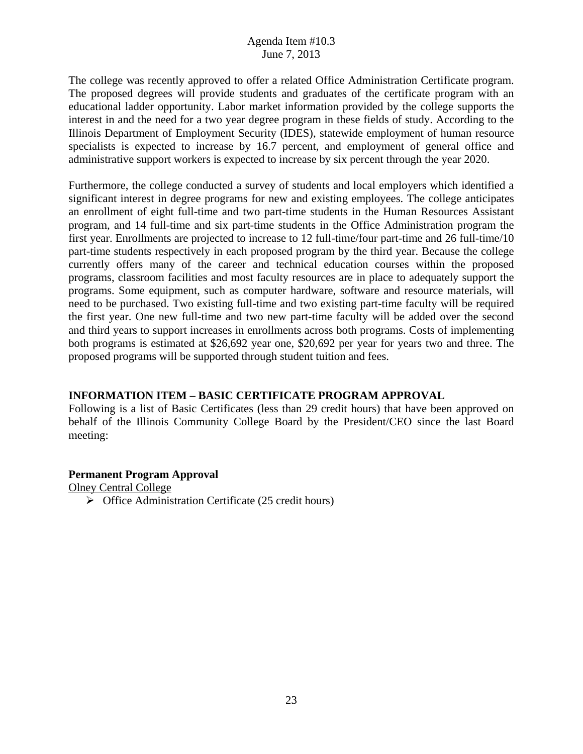The college was recently approved to offer a related Office Administration Certificate program. The proposed degrees will provide students and graduates of the certificate program with an educational ladder opportunity. Labor market information provided by the college supports the interest in and the need for a two year degree program in these fields of study. According to the Illinois Department of Employment Security (IDES), statewide employment of human resource specialists is expected to increase by 16.7 percent, and employment of general office and administrative support workers is expected to increase by six percent through the year 2020.

Furthermore, the college conducted a survey of students and local employers which identified a significant interest in degree programs for new and existing employees. The college anticipates an enrollment of eight full-time and two part-time students in the Human Resources Assistant program, and 14 full-time and six part-time students in the Office Administration program the first year. Enrollments are projected to increase to 12 full-time/four part-time and 26 full-time/10 part-time students respectively in each proposed program by the third year. Because the college currently offers many of the career and technical education courses within the proposed programs, classroom facilities and most faculty resources are in place to adequately support the programs. Some equipment, such as computer hardware, software and resource materials, will need to be purchased. Two existing full-time and two existing part-time faculty will be required the first year. One new full-time and two new part-time faculty will be added over the second and third years to support increases in enrollments across both programs. Costs of implementing both programs is estimated at $26,692 year one, $20,692 per year for years two and three. The proposed programs will be supported through student tuition and fees.

**INFORMATION ITEM – BASIC CERTIFICATE PROGRAM APPROVAL**

Following is a list of Basic Certificates (less than 29 credit hours) that have been approved on behalf of the Illinois Community College Board by the President/CEO since the last Board meeting:

**Permanent Program Approval**

Olney Central College

- Office Administration Certificate (25 credit hours)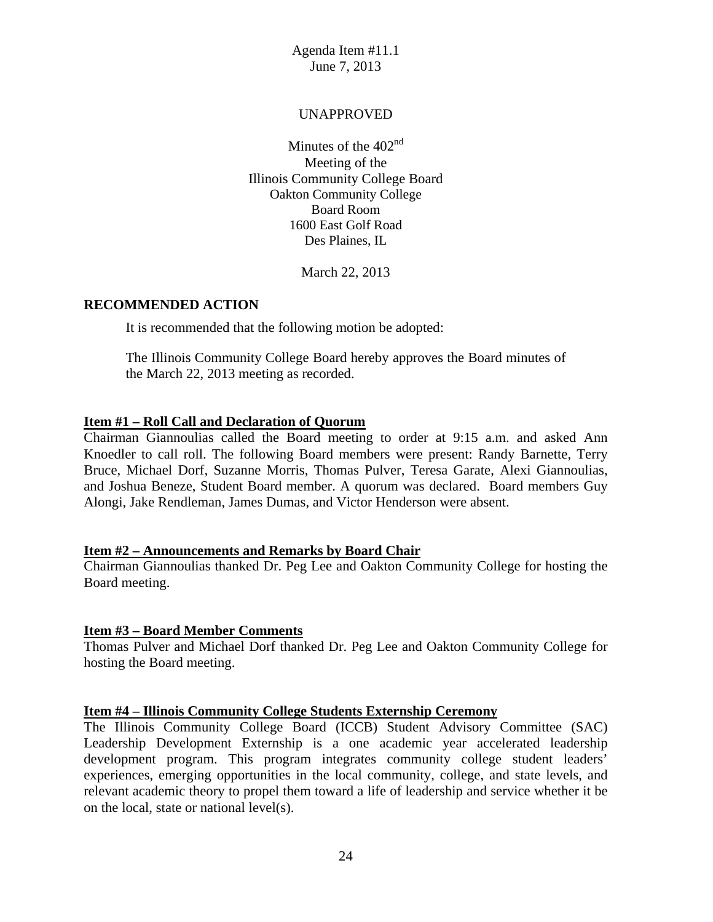Agenda Item #11.1
June 7, 2013

UNAPPROVED

Minutes of the 402nd
Meeting of the
Illinois Community College Board
Oakton Community College
Board Room
1600 East Golf Road
Des Plaines, IL

March 22, 2013

**RECOMMENDED ACTION**

It is recommended that the following motion be adopted:

The Illinois Community College Board hereby approves the Board minutes of the March 22, 2013 meeting as recorded.

**Item #1 – Roll Call and Declaration of Quorum**

Chairman Giannoulias called the Board meeting to order at 9:15 a.m. and asked Ann Knoedler to call roll. The following Board members were present: Randy Barnette, Terry Bruce, Michael Dorf, Suzanne Morris, Thomas Pulver, Teresa Garate, Alexi Giannoulias, and Joshua Beneze, Student Board member. A quorum was declared. Board members Guy Alongi, Jake Rendleman, James Dumas, and Victor Henderson were absent.

**Item #2 – Announcements and Remarks by Board Chair**

Chairman Giannoulias thanked Dr. Peg Lee and Oakton Community College for hosting the Board meeting.

**Item #3 – Board Member Comments**

Thomas Pulver and Michael Dorf thanked Dr. Peg Lee and Oakton Community College for hosting the Board meeting.

**Item #4 – Illinois Community College Students Externship Ceremony**

The Illinois Community College Board (ICCB) Student Advisory Committee (SAC) Leadership Development Externship is a one academic year accelerated leadership development program. This program integrates community college student leaders' experiences, emerging opportunities in the local community, college, and state levels, and relevant academic theory to propel them toward a life of leadership and service whether it be on the local, state or national level(s).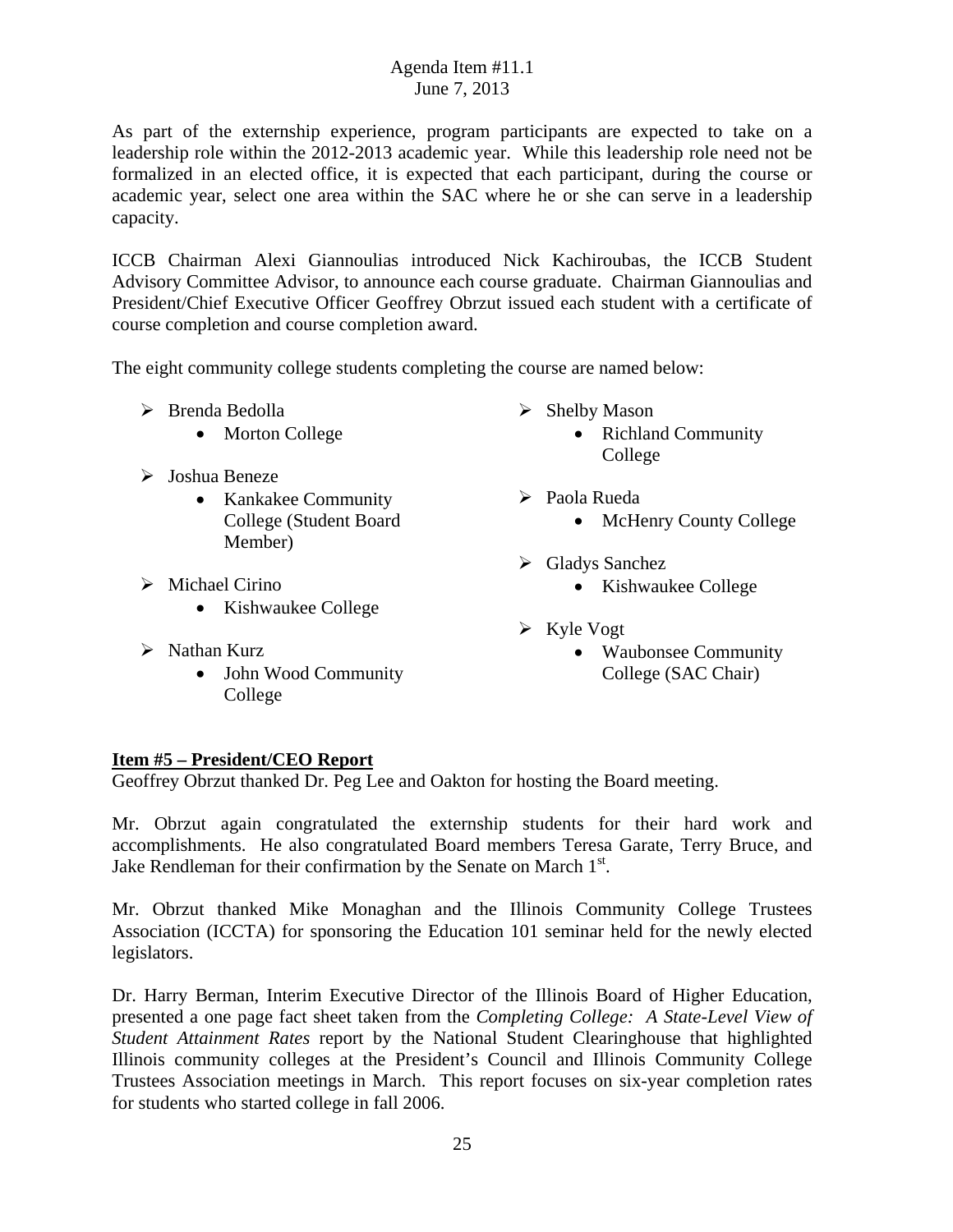As part of the externship experience, program participants are expected to take on a leadership role within the 2012-2013 academic year. While this leadership role need not be formalized in an elected office, it is expected that each participant, during the course or academic year, select one area within the SAC where he or she can serve in a leadership capacity.

ICCB Chairman Alexi Giannoulias introduced Nick Kachiroubas, the ICCB Student Advisory Committee Advisor, to announce each course graduate. Chairman Giannoulias and President/Chief Executive Officer Geoffrey Obrzut issued each student with a certificate of course completion and course completion award.

The eight community college students completing the course are named below:

- Brenda Bedolla
  - Morton College
- Joshua Beneze
  - Kankakee Community College (Student Board Member)
- Michael Cirino
  - Kishwaukee College
- Nathan Kurz
  - John Wood Community College
- Shelby Mason
  - Richland Community College
- Paola Rueda
  - McHenry County College
- Gladys Sanchez
  - Kishwaukee College
- Kyle Vogt
  - Waubonsee Community College (SAC Chair)

**Item #5 – President/CEO Report**

Geoffrey Obrzut thanked Dr. Peg Lee and Oakton for hosting the Board meeting.

Mr. Obrzut again congratulated the externship students for their hard work and accomplishments. He also congratulated Board members Teresa Garate, Terry Bruce, and Jake Rendleman for their confirmation by the Senate on March 1st.

Mr. Obrzut thanked Mike Monaghan and the Illinois Community College Trustees Association (ICCTA) for sponsoring the Education 101 seminar held for the newly elected legislators.

Dr. Harry Berman, Interim Executive Director of the Illinois Board of Higher Education, presented a one page fact sheet taken from the *Completing College: A State-Level View of Student Attainment Rates* report by the National Student Clearinghouse that highlighted Illinois community colleges at the President's Council and Illinois Community College Trustees Association meetings in March. This report focuses on six-year completion rates for students who started college in fall 2006.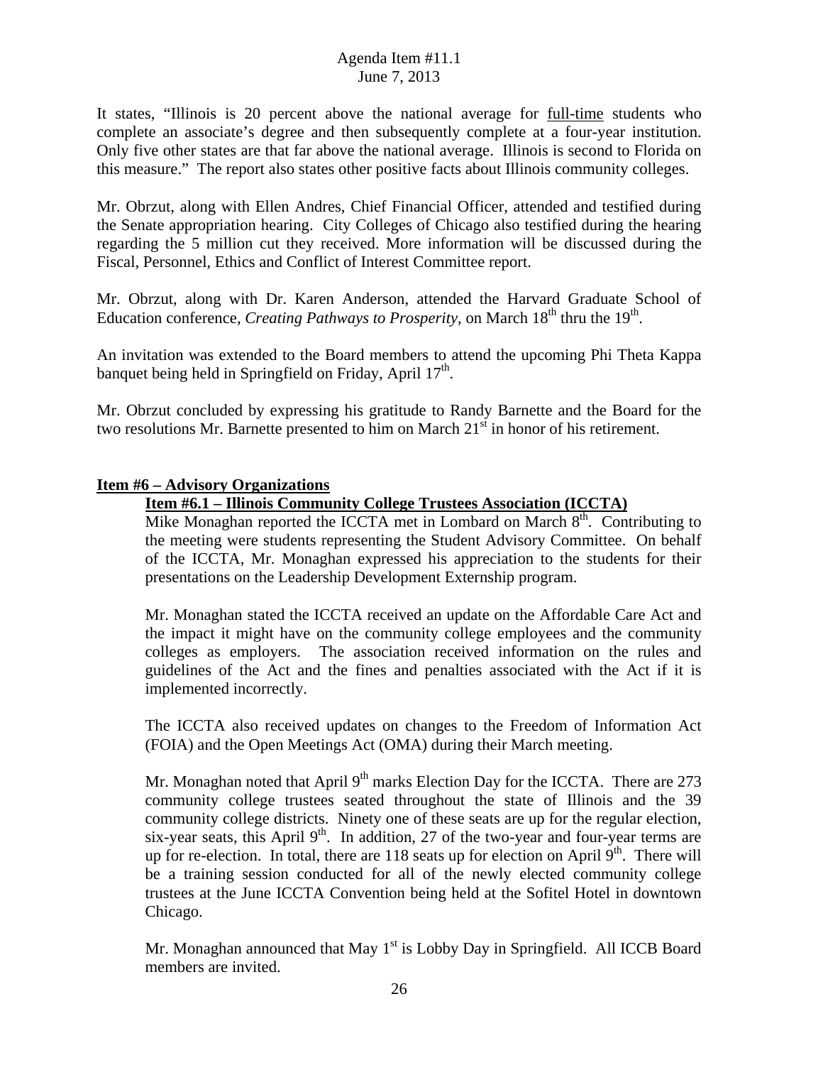It states, "Illinois is 20 percent above the national average for full-time students who complete an associate's degree and then subsequently complete at a four-year institution. Only five other states are that far above the national average. Illinois is second to Florida on this measure." The report also states other positive facts about Illinois community colleges.

Mr. Obrzut, along with Ellen Andres, Chief Financial Officer, attended and testified during the Senate appropriation hearing. City Colleges of Chicago also testified during the hearing regarding the 5 million cut they received. More information will be discussed during the Fiscal, Personnel, Ethics and Conflict of Interest Committee report.

Mr. Obrzut, along with Dr. Karen Anderson, attended the Harvard Graduate School of Education conference, *Creating Pathways to Prosperity*, on March 18th thru the 19th.

An invitation was extended to the Board members to attend the upcoming Phi Theta Kappa banquet being held in Springfield on Friday, April 17th.

Mr. Obrzut concluded by expressing his gratitude to Randy Barnette and the Board for the two resolutions Mr. Barnette presented to him on March 21st in honor of his retirement.

## Item #6 – Advisory Organizations

### Item #6.1 – Illinois Community College Trustees Association (ICCTA)

Mike Monaghan reported the ICCTA met in Lombard on March 8th. Contributing to the meeting were students representing the Student Advisory Committee. On behalf of the ICCTA, Mr. Monaghan expressed his appreciation to the students for their presentations on the Leadership Development Externship program.

Mr. Monaghan stated the ICCTA received an update on the Affordable Care Act and the impact it might have on the community college employees and the community colleges as employers. The association received information on the rules and guidelines of the Act and the fines and penalties associated with the Act if it is implemented incorrectly.

The ICCTA also received updates on changes to the Freedom of Information Act (FOIA) and the Open Meetings Act (OMA) during their March meeting.

Mr. Monaghan noted that April 9th marks Election Day for the ICCTA. There are 273 community college trustees seated throughout the state of Illinois and the 39 community college districts. Ninety one of these seats are up for the regular election, six-year seats, this April 9th. In addition, 27 of the two-year and four-year terms are up for re-election. In total, there are 118 seats up for election on April 9th. There will be a training session conducted for all of the newly elected community college trustees at the June ICCTA Convention being held at the Sofitel Hotel in downtown Chicago.

Mr. Monaghan announced that May 1st is Lobby Day in Springfield. All ICCB Board members are invited.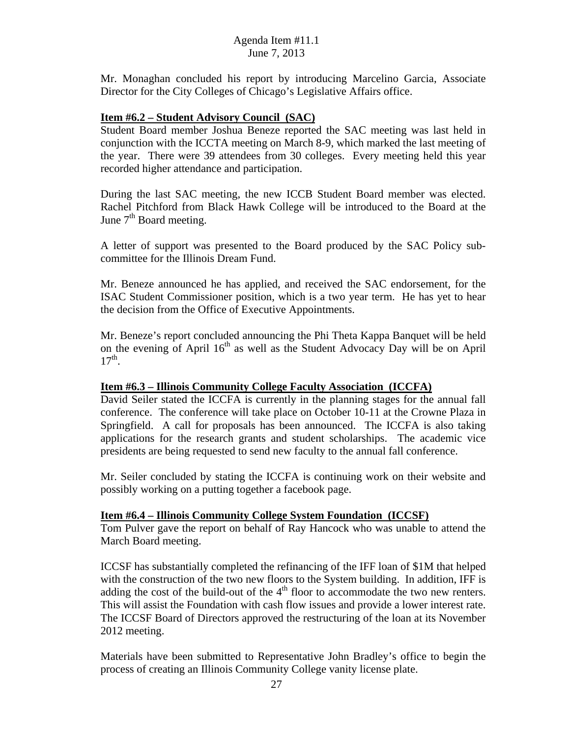Mr. Monaghan concluded his report by introducing Marcelino Garcia, Associate Director for the City Colleges of Chicago's Legislative Affairs office.

**Item #6.2 – Student Advisory Council (SAC)**

Student Board member Joshua Beneze reported the SAC meeting was last held in conjunction with the ICCTA meeting on March 8-9, which marked the last meeting of the year. There were 39 attendees from 30 colleges. Every meeting held this year recorded higher attendance and participation.

During the last SAC meeting, the new ICCB Student Board member was elected. Rachel Pitchford from Black Hawk College will be introduced to the Board at the June 7th Board meeting.

A letter of support was presented to the Board produced by the SAC Policy sub-committee for the Illinois Dream Fund.

Mr. Beneze announced he has applied, and received the SAC endorsement, for the ISAC Student Commissioner position, which is a two year term. He has yet to hear the decision from the Office of Executive Appointments.

Mr. Beneze's report concluded announcing the Phi Theta Kappa Banquet will be held on the evening of April 16th as well as the Student Advocacy Day will be on April 17th.

**Item #6.3 – Illinois Community College Faculty Association (ICCFA)**

David Seiler stated the ICCFA is currently in the planning stages for the annual fall conference. The conference will take place on October 10-11 at the Crowne Plaza in Springfield. A call for proposals has been announced. The ICCFA is also taking applications for the research grants and student scholarships. The academic vice presidents are being requested to send new faculty to the annual fall conference.

Mr. Seiler concluded by stating the ICCFA is continuing work on their website and possibly working on a putting together a facebook page.

**Item #6.4 – Illinois Community College System Foundation (ICCSF)**

Tom Pulver gave the report on behalf of Ray Hancock who was unable to attend the March Board meeting.

ICCSF has substantially completed the refinancing of the IFF loan of $1M that helped with the construction of the two new floors to the System building. In addition, IFF is adding the cost of the build-out of the 4th floor to accommodate the two new renters. This will assist the Foundation with cash flow issues and provide a lower interest rate. The ICCSF Board of Directors approved the restructuring of the loan at its November 2012 meeting.

Materials have been submitted to Representative John Bradley's office to begin the process of creating an Illinois Community College vanity license plate.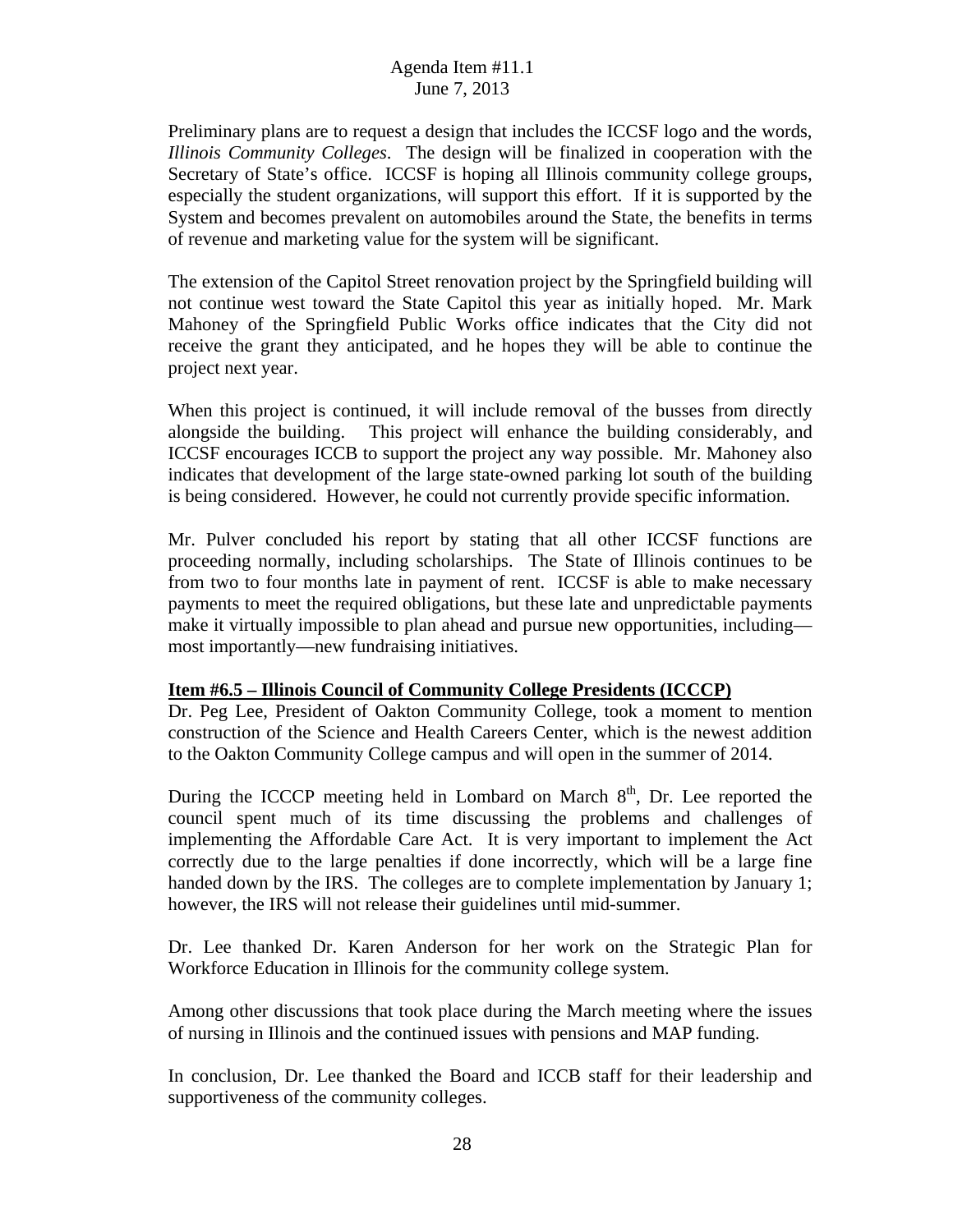Preliminary plans are to request a design that includes the ICCSF logo and the words, *Illinois Community Colleges*. The design will be finalized in cooperation with the Secretary of State's office. ICCSF is hoping all Illinois community college groups, especially the student organizations, will support this effort. If it is supported by the System and becomes prevalent on automobiles around the State, the benefits in terms of revenue and marketing value for the system will be significant.

The extension of the Capitol Street renovation project by the Springfield building will not continue west toward the State Capitol this year as initially hoped. Mr. Mark Mahoney of the Springfield Public Works office indicates that the City did not receive the grant they anticipated, and he hopes they will be able to continue the project next year.

When this project is continued, it will include removal of the busses from directly alongside the building. This project will enhance the building considerably, and ICCSF encourages ICCB to support the project any way possible. Mr. Mahoney also indicates that development of the large state-owned parking lot south of the building is being considered. However, he could not currently provide specific information.

Mr. Pulver concluded his report by stating that all other ICCSF functions are proceeding normally, including scholarships. The State of Illinois continues to be from two to four months late in payment of rent. ICCSF is able to make necessary payments to meet the required obligations, but these late and unpredictable payments make it virtually impossible to plan ahead and pursue new opportunities, including—most importantly—new fundraising initiatives.

**Item #6.5 – Illinois Council of Community College Presidents (ICCCP)**

Dr. Peg Lee, President of Oakton Community College, took a moment to mention construction of the Science and Health Careers Center, which is the newest addition to the Oakton Community College campus and will open in the summer of 2014.

During the ICCCP meeting held in Lombard on March 8th, Dr. Lee reported the council spent much of its time discussing the problems and challenges of implementing the Affordable Care Act. It is very important to implement the Act correctly due to the large penalties if done incorrectly, which will be a large fine handed down by the IRS. The colleges are to complete implementation by January 1; however, the IRS will not release their guidelines until mid-summer.

Dr. Lee thanked Dr. Karen Anderson for her work on the Strategic Plan for Workforce Education in Illinois for the community college system.

Among other discussions that took place during the March meeting where the issues of nursing in Illinois and the continued issues with pensions and MAP funding.

In conclusion, Dr. Lee thanked the Board and ICCB staff for their leadership and supportiveness of the community colleges.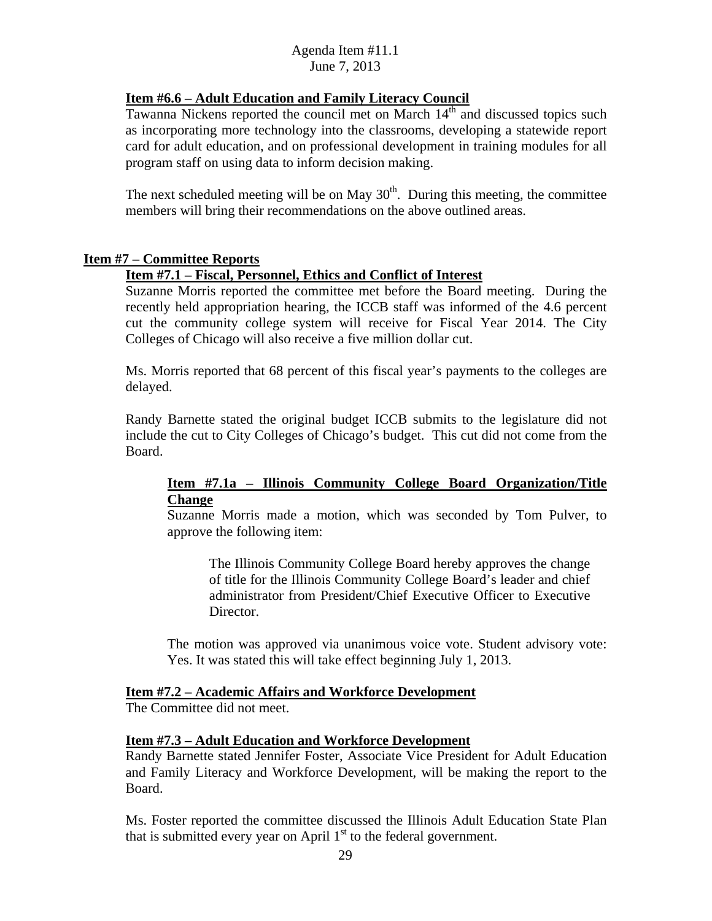**Item #6.6 – Adult Education and Family Literacy Council**

Tawanna Nickens reported the council met on March 14th and discussed topics such as incorporating more technology into the classrooms, developing a statewide report card for adult education, and on professional development in training modules for all program staff on using data to inform decision making.

The next scheduled meeting will be on May 30th. During this meeting, the committee members will bring their recommendations on the above outlined areas.

**Item #7 – Committee Reports**

**Item #7.1 – Fiscal, Personnel, Ethics and Conflict of Interest**

Suzanne Morris reported the committee met before the Board meeting. During the recently held appropriation hearing, the ICCB staff was informed of the 4.6 percent cut the community college system will receive for Fiscal Year 2014. The City Colleges of Chicago will also receive a five million dollar cut.

Ms. Morris reported that 68 percent of this fiscal year's payments to the colleges are delayed.

Randy Barnette stated the original budget ICCB submits to the legislature did not include the cut to City Colleges of Chicago's budget. This cut did not come from the Board.

**Item #7.1a – Illinois Community College Board Organization/Title Change**

Suzanne Morris made a motion, which was seconded by Tom Pulver, to approve the following item:

> The Illinois Community College Board hereby approves the change of title for the Illinois Community College Board's leader and chief administrator from President/Chief Executive Officer to Executive Director.

The motion was approved via unanimous voice vote. Student advisory vote: Yes. It was stated this will take effect beginning July 1, 2013.

**Item #7.2 – Academic Affairs and Workforce Development**

The Committee did not meet.

**Item #7.3 – Adult Education and Workforce Development**

Randy Barnette stated Jennifer Foster, Associate Vice President for Adult Education and Family Literacy and Workforce Development, will be making the report to the Board.

Ms. Foster reported the committee discussed the Illinois Adult Education State Plan that is submitted every year on April 1st to the federal government.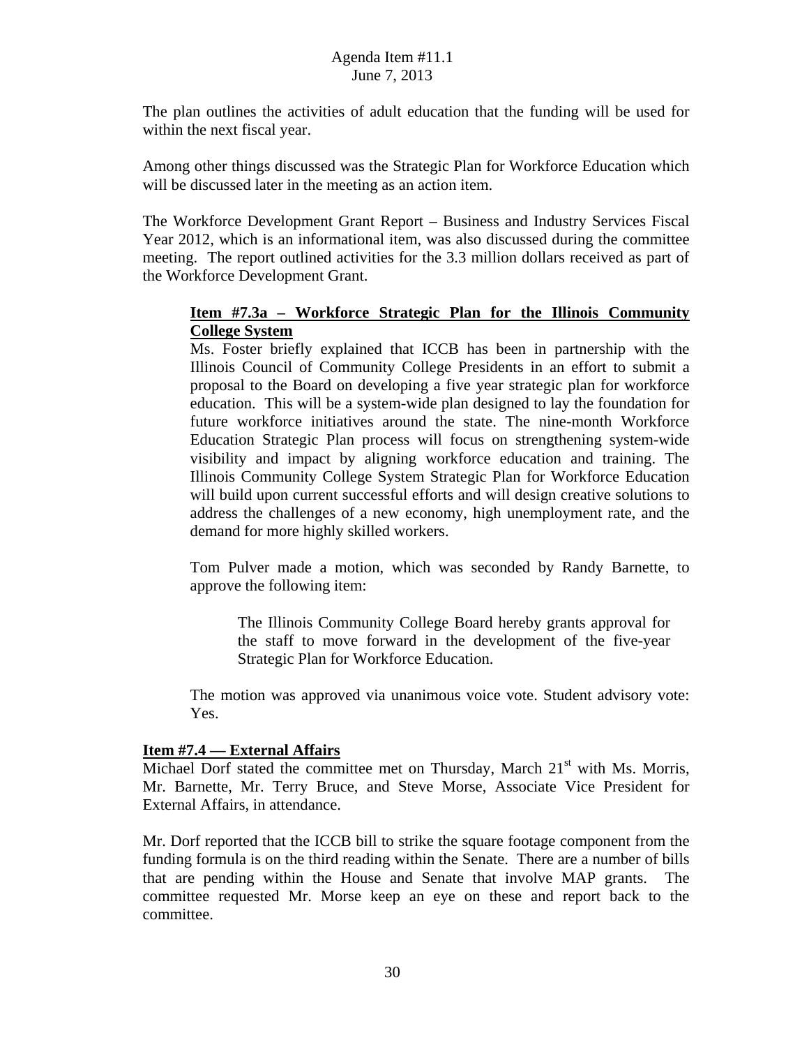The plan outlines the activities of adult education that the funding will be used for within the next fiscal year.

Among other things discussed was the Strategic Plan for Workforce Education which will be discussed later in the meeting as an action item.

The Workforce Development Grant Report – Business and Industry Services Fiscal Year 2012, which is an informational item, was also discussed during the committee meeting. The report outlined activities for the 3.3 million dollars received as part of the Workforce Development Grant.

> **Item #7.3a – Workforce Strategic Plan for the Illinois Community College System**
>
> Ms. Foster briefly explained that ICCB has been in partnership with the Illinois Council of Community College Presidents in an effort to submit a proposal to the Board on developing a five year strategic plan for workforce education. This will be a system-wide plan designed to lay the foundation for future workforce initiatives around the state. The nine-month Workforce Education Strategic Plan process will focus on strengthening system-wide visibility and impact by aligning workforce education and training. The Illinois Community College System Strategic Plan for Workforce Education will build upon current successful efforts and will design creative solutions to address the challenges of a new economy, high unemployment rate, and the demand for more highly skilled workers.
>
> Tom Pulver made a motion, which was seconded by Randy Barnette, to approve the following item:
>
> > The Illinois Community College Board hereby grants approval for the staff to move forward in the development of the five-year Strategic Plan for Workforce Education.
>
> The motion was approved via unanimous voice vote. Student advisory vote: Yes.

**Item #7.4 — External Affairs**

Michael Dorf stated the committee met on Thursday, March 21st with Ms. Morris, Mr. Barnette, Mr. Terry Bruce, and Steve Morse, Associate Vice President for External Affairs, in attendance.

Mr. Dorf reported that the ICCB bill to strike the square footage component from the funding formula is on the third reading within the Senate. There are a number of bills that are pending within the House and Senate that involve MAP grants. The committee requested Mr. Morse keep an eye on these and report back to the committee.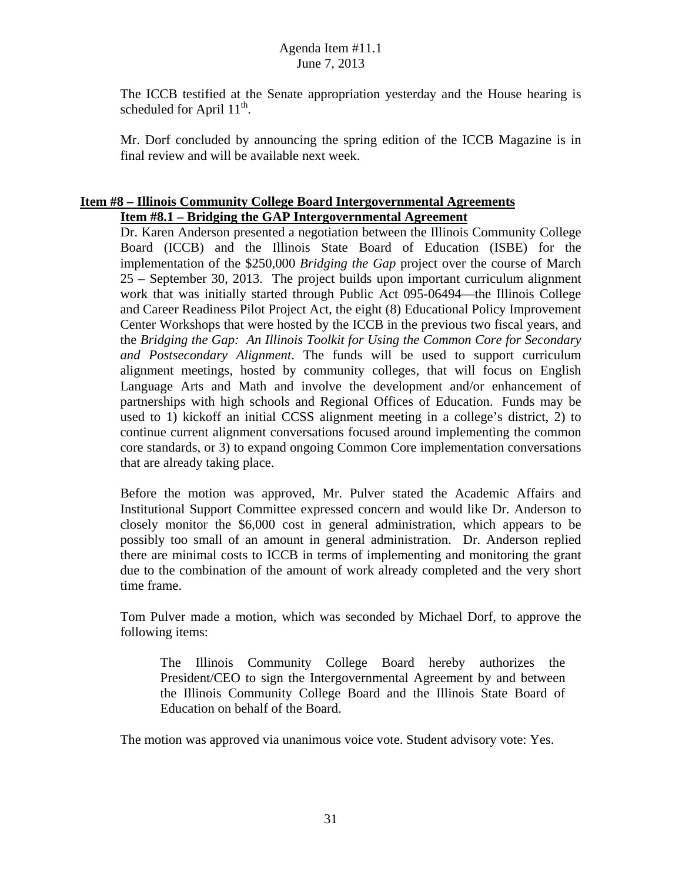The ICCB testified at the Senate appropriation yesterday and the House hearing is scheduled for April 11th.

Mr. Dorf concluded by announcing the spring edition of the ICCB Magazine is in final review and will be available next week.

## Item #8 – Illinois Community College Board Intergovernmental Agreements

### Item #8.1 – Bridging the GAP Intergovernmental Agreement

Dr. Karen Anderson presented a negotiation between the Illinois Community College Board (ICCB) and the Illinois State Board of Education (ISBE) for the implementation of the $250,000 *Bridging the Gap* project over the course of March 25 – September 30, 2013. The project builds upon important curriculum alignment work that was initially started through Public Act 095-06494—the Illinois College and Career Readiness Pilot Project Act, the eight (8) Educational Policy Improvement Center Workshops that were hosted by the ICCB in the previous two fiscal years, and the *Bridging the Gap: An Illinois Toolkit for Using the Common Core for Secondary and Postsecondary Alignment*. The funds will be used to support curriculum alignment meetings, hosted by community colleges, that will focus on English Language Arts and Math and involve the development and/or enhancement of partnerships with high schools and Regional Offices of Education. Funds may be used to 1) kickoff an initial CCSS alignment meeting in a college's district, 2) to continue current alignment conversations focused around implementing the common core standards, or 3) to expand ongoing Common Core implementation conversations that are already taking place.

Before the motion was approved, Mr. Pulver stated the Academic Affairs and Institutional Support Committee expressed concern and would like Dr. Anderson to closely monitor the $6,000 cost in general administration, which appears to be possibly too small of an amount in general administration. Dr. Anderson replied there are minimal costs to ICCB in terms of implementing and monitoring the grant due to the combination of the amount of work already completed and the very short time frame.

Tom Pulver made a motion, which was seconded by Michael Dorf, to approve the following items:

> The Illinois Community College Board hereby authorizes the President/CEO to sign the Intergovernmental Agreement by and between the Illinois Community College Board and the Illinois State Board of Education on behalf of the Board.

The motion was approved via unanimous voice vote. Student advisory vote: Yes.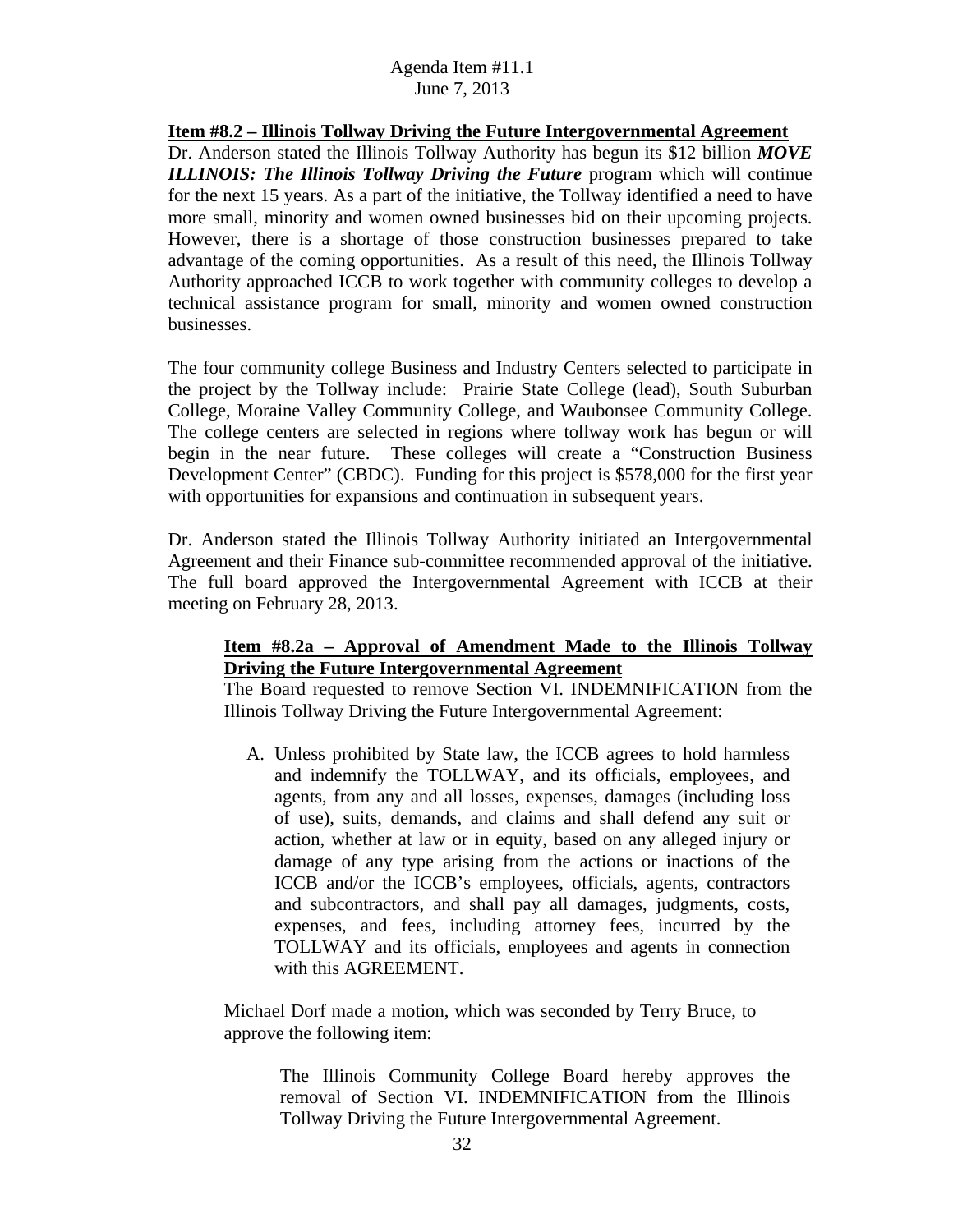**Item #8.2 – Illinois Tollway Driving the Future Intergovernmental Agreement**

Dr. Anderson stated the Illinois Tollway Authority has begun its $12 billion ***MOVE ILLINOIS: The Illinois Tollway Driving the Future*** program which will continue for the next 15 years. As a part of the initiative, the Tollway identified a need to have more small, minority and women owned businesses bid on their upcoming projects. However, there is a shortage of those construction businesses prepared to take advantage of the coming opportunities. As a result of this need, the Illinois Tollway Authority approached ICCB to work together with community colleges to develop a technical assistance program for small, minority and women owned construction businesses.

The four community college Business and Industry Centers selected to participate in the project by the Tollway include: Prairie State College (lead), South Suburban College, Moraine Valley Community College, and Waubonsee Community College. The college centers are selected in regions where tollway work has begun or will begin in the near future. These colleges will create a "Construction Business Development Center" (CBDC). Funding for this project is $578,000 for the first year with opportunities for expansions and continuation in subsequent years.

Dr. Anderson stated the Illinois Tollway Authority initiated an Intergovernmental Agreement and their Finance sub-committee recommended approval of the initiative. The full board approved the Intergovernmental Agreement with ICCB at their meeting on February 28, 2013.

**Item #8.2a – Approval of Amendment Made to the Illinois Tollway Driving the Future Intergovernmental Agreement**

The Board requested to remove Section VI. INDEMNIFICATION from the Illinois Tollway Driving the Future Intergovernmental Agreement:

A. Unless prohibited by State law, the ICCB agrees to hold harmless and indemnify the TOLLWAY, and its officials, employees, and agents, from any and all losses, expenses, damages (including loss of use), suits, demands, and claims and shall defend any suit or action, whether at law or in equity, based on any alleged injury or damage of any type arising from the actions or inactions of the ICCB and/or the ICCB's employees, officials, agents, contractors and subcontractors, and shall pay all damages, judgments, costs, expenses, and fees, including attorney fees, incurred by the TOLLWAY and its officials, employees and agents in connection with this AGREEMENT.

Michael Dorf made a motion, which was seconded by Terry Bruce, to approve the following item:

> The Illinois Community College Board hereby approves the removal of Section VI. INDEMNIFICATION from the Illinois Tollway Driving the Future Intergovernmental Agreement.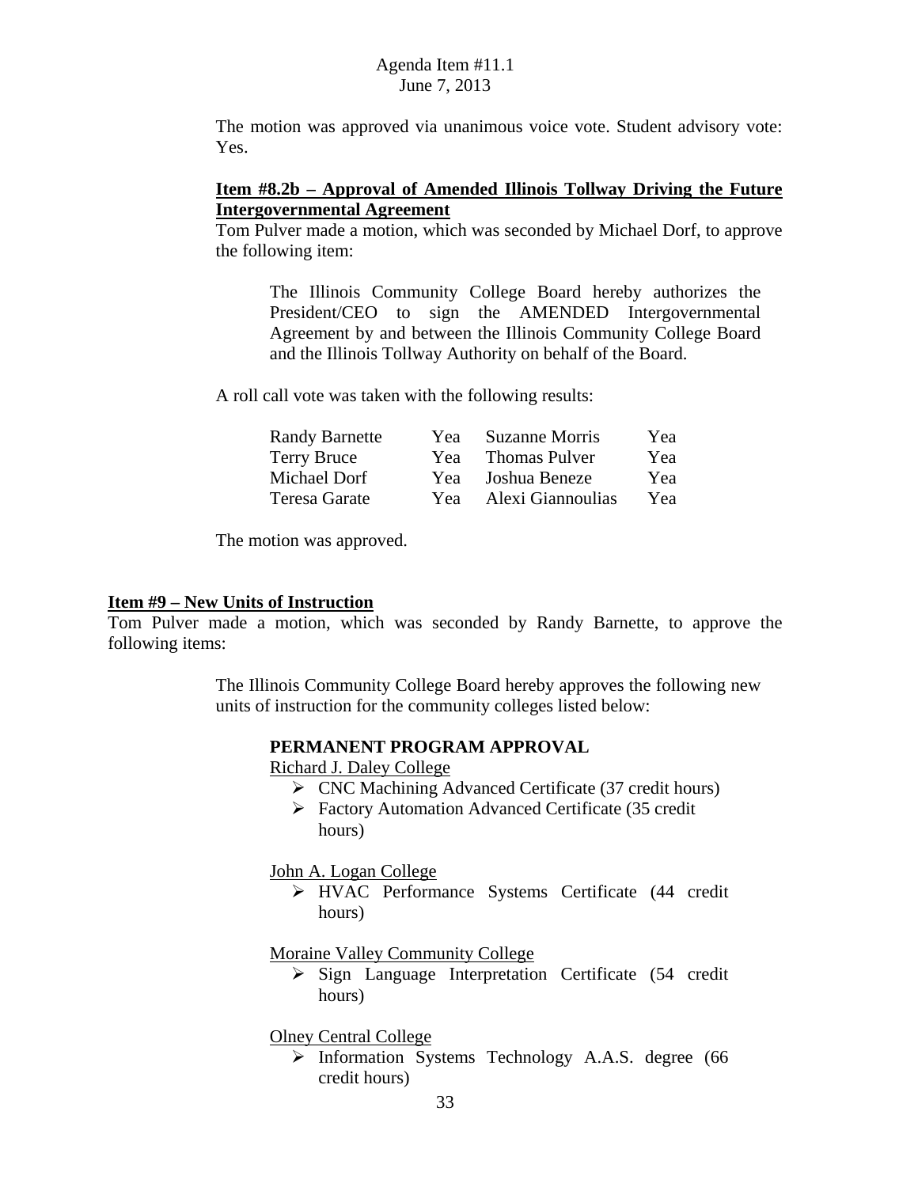The motion was approved via unanimous voice vote. Student advisory vote: Yes.

**Item #8.2b – Approval of Amended Illinois Tollway Driving the Future Intergovernmental Agreement**

Tom Pulver made a motion, which was seconded by Michael Dorf, to approve the following item:

> The Illinois Community College Board hereby authorizes the President/CEO to sign the AMENDED Intergovernmental Agreement by and between the Illinois Community College Board and the Illinois Tollway Authority on behalf of the Board.

A roll call vote was taken with the following results:

| | | | |
|---|---|---|---|
| Randy Barnette | Yea | Suzanne Morris | Yea |
| Terry Bruce | Yea | Thomas Pulver | Yea |
| Michael Dorf | Yea | Joshua Beneze | Yea |
| Teresa Garate | Yea | Alexi Giannoulias | Yea |

The motion was approved.

**Item #9 – New Units of Instruction**

Tom Pulver made a motion, which was seconded by Randy Barnette, to approve the following items:

> The Illinois Community College Board hereby approves the following new units of instruction for the community colleges listed below:

**PERMANENT PROGRAM APPROVAL**

Richard J. Daley College

- CNC Machining Advanced Certificate (37 credit hours)
- Factory Automation Advanced Certificate (35 credit hours)

John A. Logan College

- HVAC Performance Systems Certificate (44 credit hours)

Moraine Valley Community College

- Sign Language Interpretation Certificate (54 credit hours)

Olney Central College

- Information Systems Technology A.A.S. degree (66 credit hours)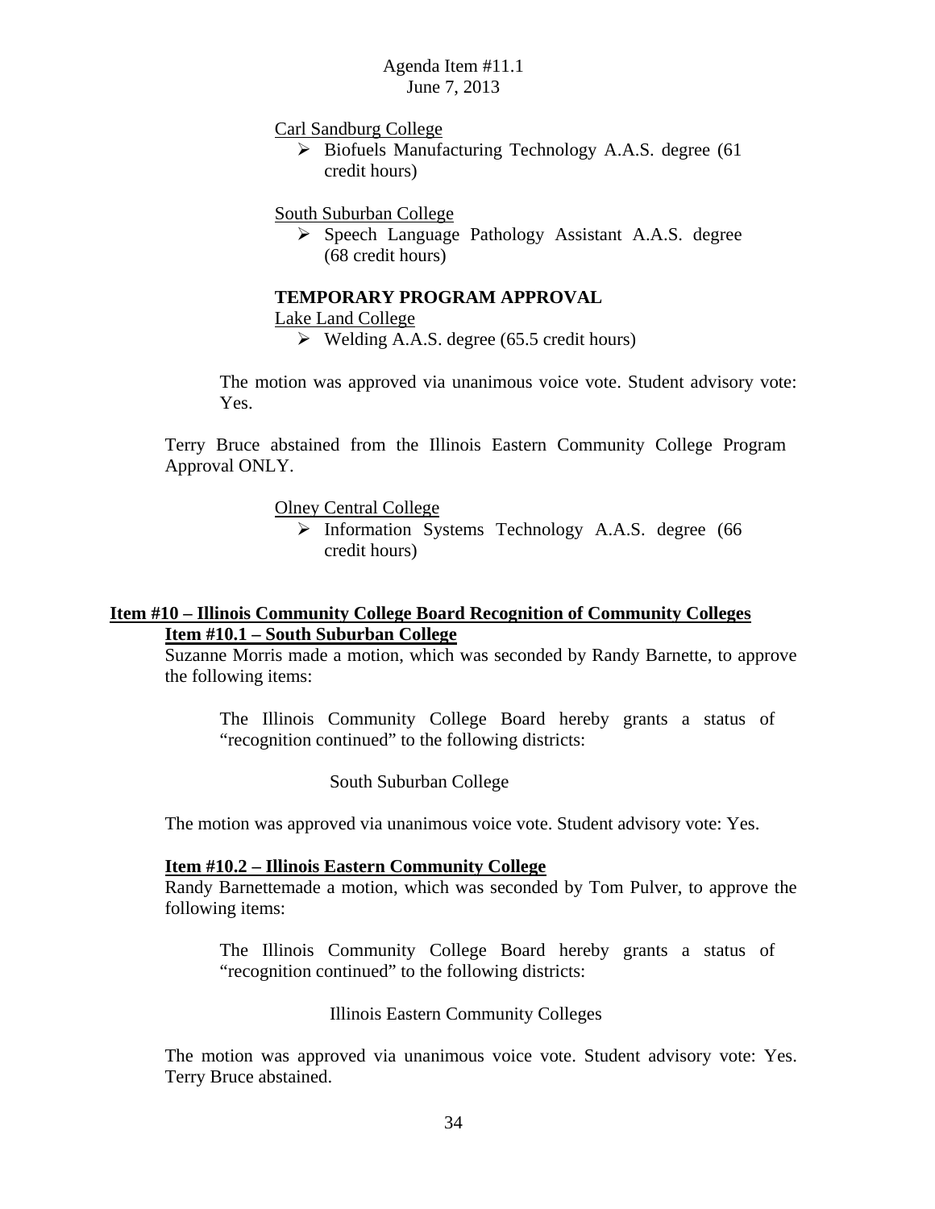Carl Sandburg College

- Biofuels Manufacturing Technology A.A.S. degree (61 credit hours)

South Suburban College

- Speech Language Pathology Assistant A.A.S. degree (68 credit hours)

**TEMPORARY PROGRAM APPROVAL**

Lake Land College

- Welding A.A.S. degree (65.5 credit hours)

The motion was approved via unanimous voice vote. Student advisory vote: Yes.

Terry Bruce abstained from the Illinois Eastern Community College Program Approval ONLY.

Olney Central College

- Information Systems Technology A.A.S. degree (66 credit hours)

## Item #10 – Illinois Community College Board Recognition of Community Colleges

### Item #10.1 – South Suburban College

Suzanne Morris made a motion, which was seconded by Randy Barnette, to approve the following items:

The Illinois Community College Board hereby grants a status of "recognition continued" to the following districts:

South Suburban College

The motion was approved via unanimous voice vote. Student advisory vote: Yes.

### Item #10.2 – Illinois Eastern Community College

Randy Barnettemade a motion, which was seconded by Tom Pulver, to approve the following items:

The Illinois Community College Board hereby grants a status of "recognition continued" to the following districts:

Illinois Eastern Community Colleges

The motion was approved via unanimous voice vote. Student advisory vote: Yes. Terry Bruce abstained.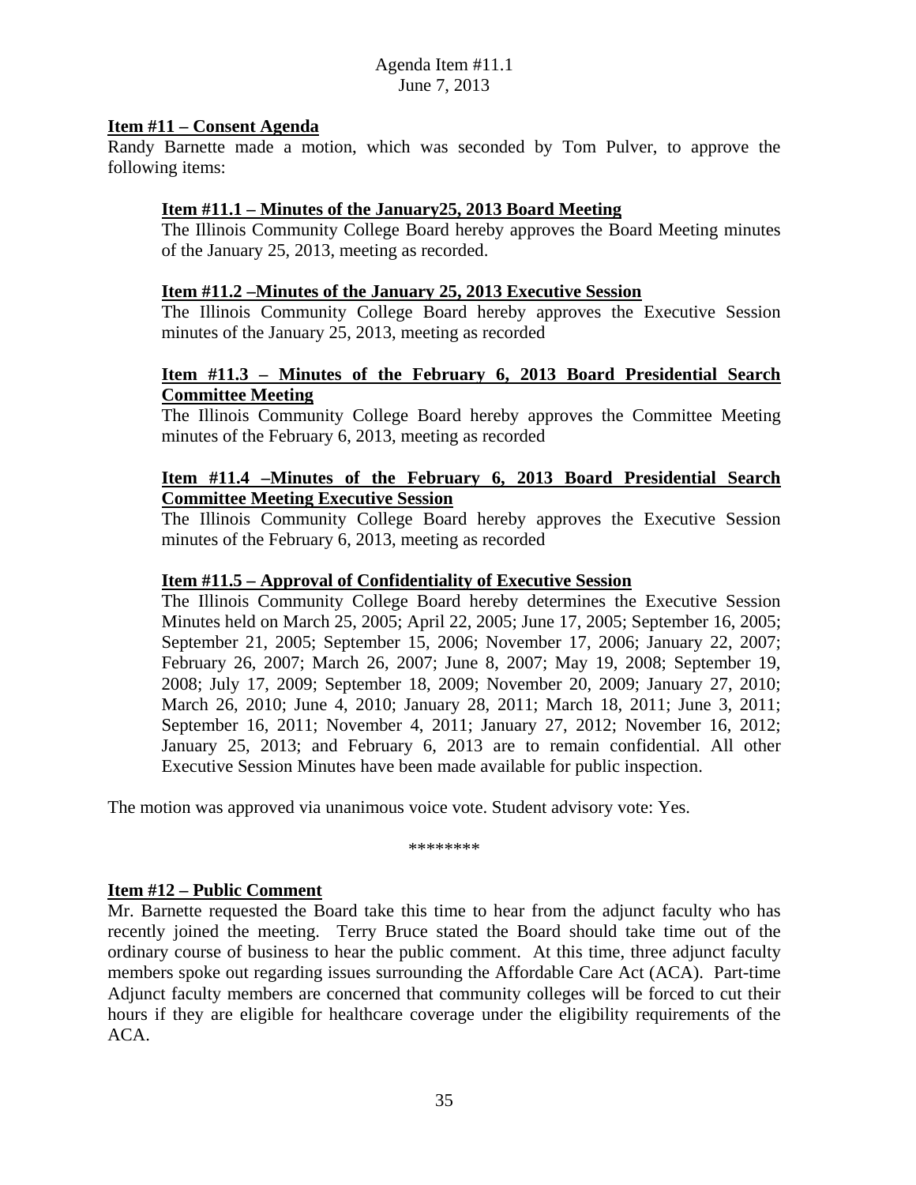## Item #11 – Consent Agenda

Randy Barnette made a motion, which was seconded by Tom Pulver, to approve the following items:

### Item #11.1 – Minutes of the January25, 2013 Board Meeting

The Illinois Community College Board hereby approves the Board Meeting minutes of the January 25, 2013, meeting as recorded.

### Item #11.2 –Minutes of the January 25, 2013 Executive Session

The Illinois Community College Board hereby approves the Executive Session minutes of the January 25, 2013, meeting as recorded

### Item #11.3 – Minutes of the February 6, 2013 Board Presidential Search Committee Meeting

The Illinois Community College Board hereby approves the Committee Meeting minutes of the February 6, 2013, meeting as recorded

### Item #11.4 –Minutes of the February 6, 2013 Board Presidential Search Committee Meeting Executive Session

The Illinois Community College Board hereby approves the Executive Session minutes of the February 6, 2013, meeting as recorded

### Item #11.5 – Approval of Confidentiality of Executive Session

The Illinois Community College Board hereby determines the Executive Session Minutes held on March 25, 2005; April 22, 2005; June 17, 2005; September 16, 2005; September 21, 2005; September 15, 2006; November 17, 2006; January 22, 2007; February 26, 2007; March 26, 2007; June 8, 2007; May 19, 2008; September 19, 2008; July 17, 2009; September 18, 2009; November 20, 2009; January 27, 2010; March 26, 2010; June 4, 2010; January 28, 2011; March 18, 2011; June 3, 2011; September 16, 2011; November 4, 2011; January 27, 2012; November 16, 2012; January 25, 2013; and February 6, 2013 are to remain confidential. All other Executive Session Minutes have been made available for public inspection.

The motion was approved via unanimous voice vote. Student advisory vote: Yes.

********

## Item #12 – Public Comment

Mr. Barnette requested the Board take this time to hear from the adjunct faculty who has recently joined the meeting. Terry Bruce stated the Board should take time out of the ordinary course of business to hear the public comment. At this time, three adjunct faculty members spoke out regarding issues surrounding the Affordable Care Act (ACA). Part-time Adjunct faculty members are concerned that community colleges will be forced to cut their hours if they are eligible for healthcare coverage under the eligibility requirements of the ACA.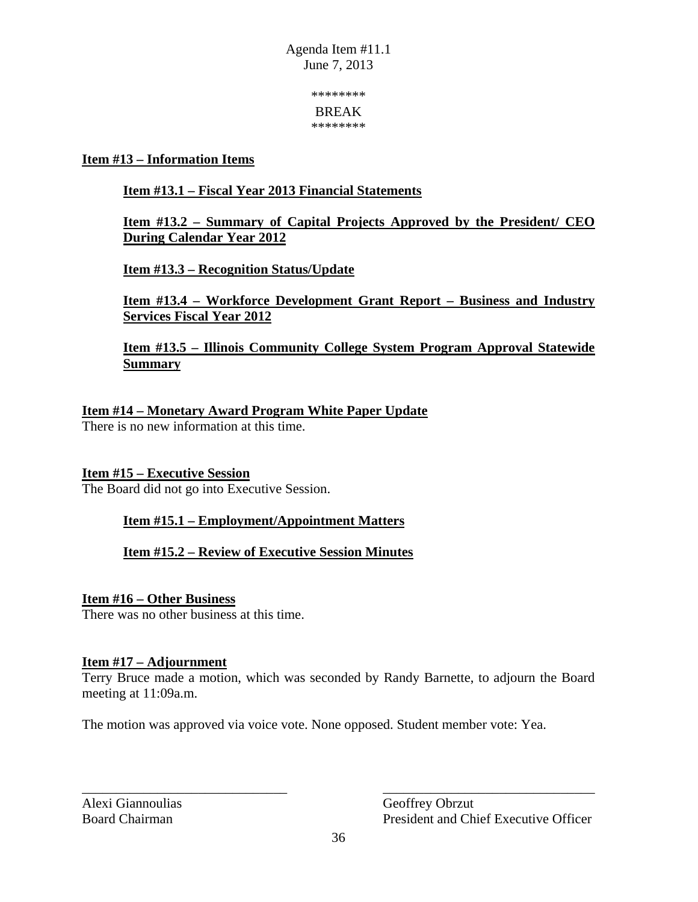********

BREAK

********

**Item #13 – Information Items**

**Item #13.1 – Fiscal Year 2013 Financial Statements**

**Item #13.2 – Summary of Capital Projects Approved by the President/ CEO During Calendar Year 2012**

**Item #13.3 – Recognition Status/Update**

**Item #13.4 – Workforce Development Grant Report – Business and Industry Services Fiscal Year 2012**

**Item #13.5 – Illinois Community College System Program Approval Statewide Summary**

**Item #14 – Monetary Award Program White Paper Update**

There is no new information at this time.

**Item #15 – Executive Session**

The Board did not go into Executive Session.

**Item #15.1 – Employment/Appointment Matters**

**Item #15.2 – Review of Executive Session Minutes**

**Item #16 – Other Business**

There was no other business at this time.

**Item #17 – Adjournment**

Terry Bruce made a motion, which was seconded by Randy Barnette, to adjourn the Board meeting at 11:09a.m.

The motion was approved via voice vote. None opposed. Student member vote: Yea.

| ______________________________ | ______________________________ |
|---|---|
| Alexi Giannoulias | Geoffrey Obrzut |
| Board Chairman | President and Chief Executive Officer |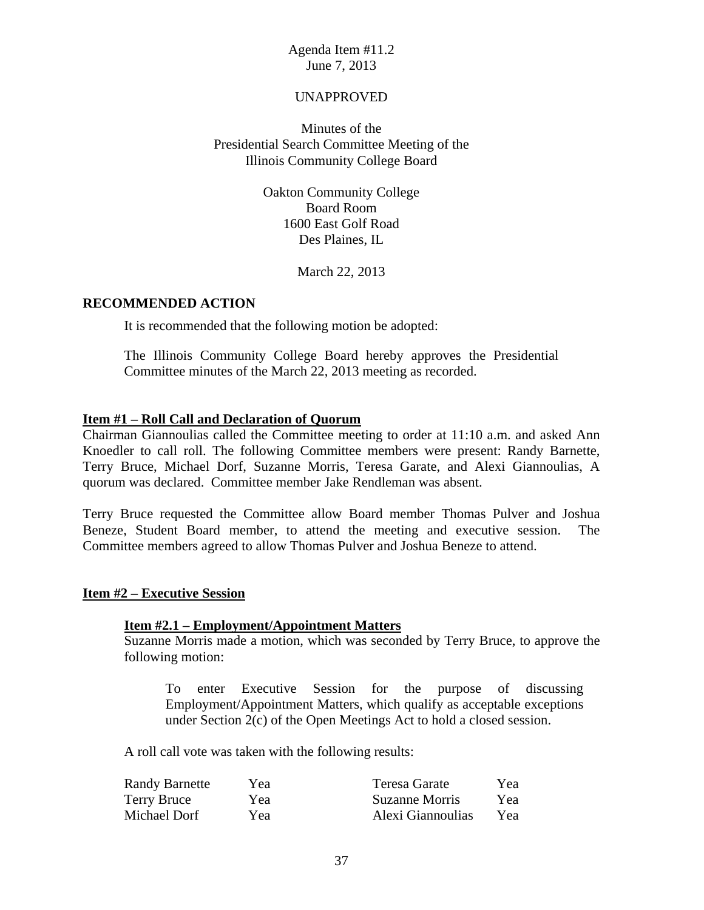Agenda Item #11.2
June 7, 2013

UNAPPROVED

Minutes of the
Presidential Search Committee Meeting of the
Illinois Community College Board

Oakton Community College
Board Room
1600 East Golf Road
Des Plaines, IL

March 22, 2013

**RECOMMENDED ACTION**

It is recommended that the following motion be adopted:

The Illinois Community College Board hereby approves the Presidential Committee minutes of the March 22, 2013 meeting as recorded.

**Item #1 – Roll Call and Declaration of Quorum**

Chairman Giannoulias called the Committee meeting to order at 11:10 a.m. and asked Ann Knoedler to call roll. The following Committee members were present: Randy Barnette, Terry Bruce, Michael Dorf, Suzanne Morris, Teresa Garate, and Alexi Giannoulias, A quorum was declared. Committee member Jake Rendleman was absent.

Terry Bruce requested the Committee allow Board member Thomas Pulver and Joshua Beneze, Student Board member, to attend the meeting and executive session. The Committee members agreed to allow Thomas Pulver and Joshua Beneze to attend.

**Item #2 – Executive Session**

**Item #2.1 – Employment/Appointment Matters**

Suzanne Morris made a motion, which was seconded by Terry Bruce, to approve the following motion:

> To enter Executive Session for the purpose of discussing Employment/Appointment Matters, which qualify as acceptable exceptions under Section 2(c) of the Open Meetings Act to hold a closed session.

A roll call vote was taken with the following results:

| | | | |
|---|---|---|---|
| Randy Barnette | Yea | Teresa Garate | Yea |
| Terry Bruce | Yea | Suzanne Morris | Yea |
| Michael Dorf | Yea | Alexi Giannoulias | Yea |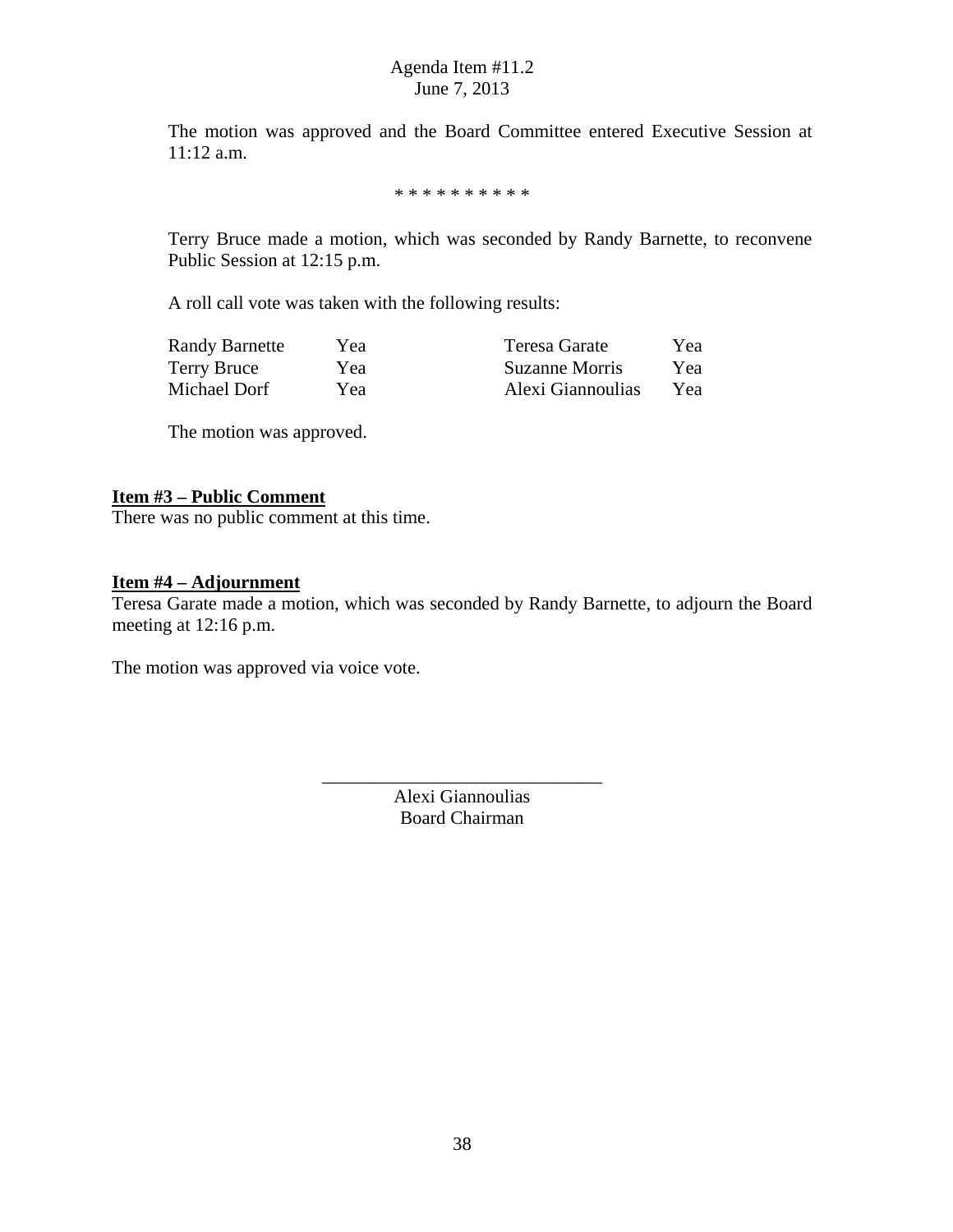The motion was approved and the Board Committee entered Executive Session at 11:12 a.m.

* * * * * * * * * *

Terry Bruce made a motion, which was seconded by Randy Barnette, to reconvene Public Session at 12:15 p.m.

A roll call vote was taken with the following results:

| | | | |
|---|---|---|---|
| Randy Barnette | Yea | Teresa Garate | Yea |
| Terry Bruce | Yea | Suzanne Morris | Yea |
| Michael Dorf | Yea | Alexi Giannoulias | Yea |

The motion was approved.

**Item #3 – Public Comment**

There was no public comment at this time.

**Item #4 – Adjournment**

Teresa Garate made a motion, which was seconded by Randy Barnette, to adjourn the Board meeting at 12:16 p.m.

The motion was approved via voice vote.

______________________________

Alexi Giannoulias
Board Chairman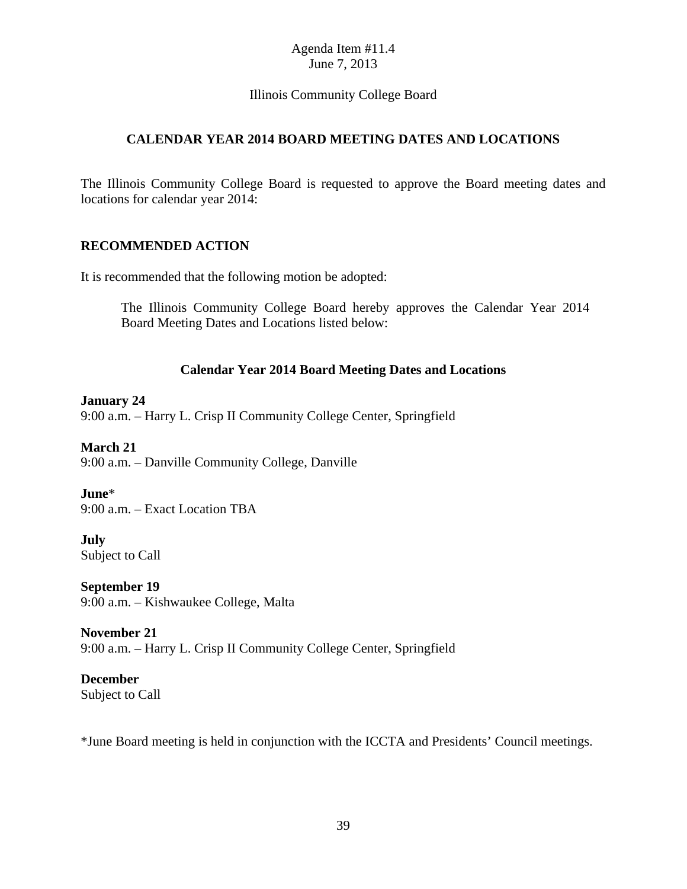Agenda Item #11.4
June 7, 2013

Illinois Community College Board

## CALENDAR YEAR 2014 BOARD MEETING DATES AND LOCATIONS

The Illinois Community College Board is requested to approve the Board meeting dates and locations for calendar year 2014:

### RECOMMENDED ACTION

It is recommended that the following motion be adopted:

> The Illinois Community College Board hereby approves the Calendar Year 2014 Board Meeting Dates and Locations listed below:

### Calendar Year 2014 Board Meeting Dates and Locations

**January 24**
9:00 a.m. – Harry L. Crisp II Community College Center, Springfield

**March 21**
9:00 a.m. – Danville Community College, Danville

**June***
9:00 a.m. – Exact Location TBA

**July**
Subject to Call

**September 19**
9:00 a.m. – Kishwaukee College, Malta

**November 21**
9:00 a.m. – Harry L. Crisp II Community College Center, Springfield

**December**
Subject to Call

*June Board meeting is held in conjunction with the ICCTA and Presidents' Council meetings.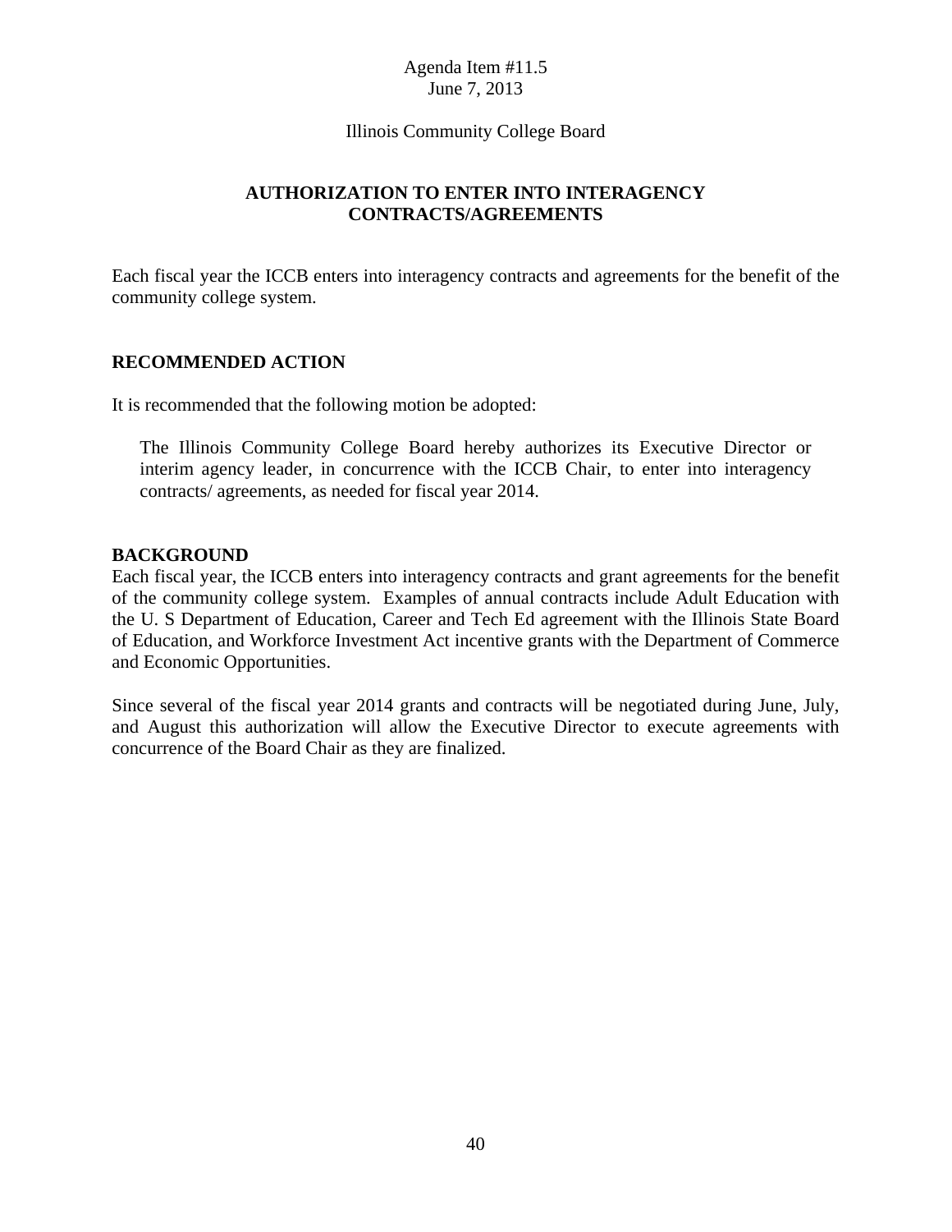Agenda Item #11.5
June 7, 2013

Illinois Community College Board

## AUTHORIZATION TO ENTER INTO INTERAGENCY CONTRACTS/AGREEMENTS

Each fiscal year the ICCB enters into interagency contracts and agreements for the benefit of the community college system.

### RECOMMENDED ACTION

It is recommended that the following motion be adopted:

> The Illinois Community College Board hereby authorizes its Executive Director or interim agency leader, in concurrence with the ICCB Chair, to enter into interagency contracts/ agreements, as needed for fiscal year 2014.

### BACKGROUND

Each fiscal year, the ICCB enters into interagency contracts and grant agreements for the benefit of the community college system. Examples of annual contracts include Adult Education with the U. S Department of Education, Career and Tech Ed agreement with the Illinois State Board of Education, and Workforce Investment Act incentive grants with the Department of Commerce and Economic Opportunities.

Since several of the fiscal year 2014 grants and contracts will be negotiated during June, July, and August this authorization will allow the Executive Director to execute agreements with concurrence of the Board Chair as they are finalized.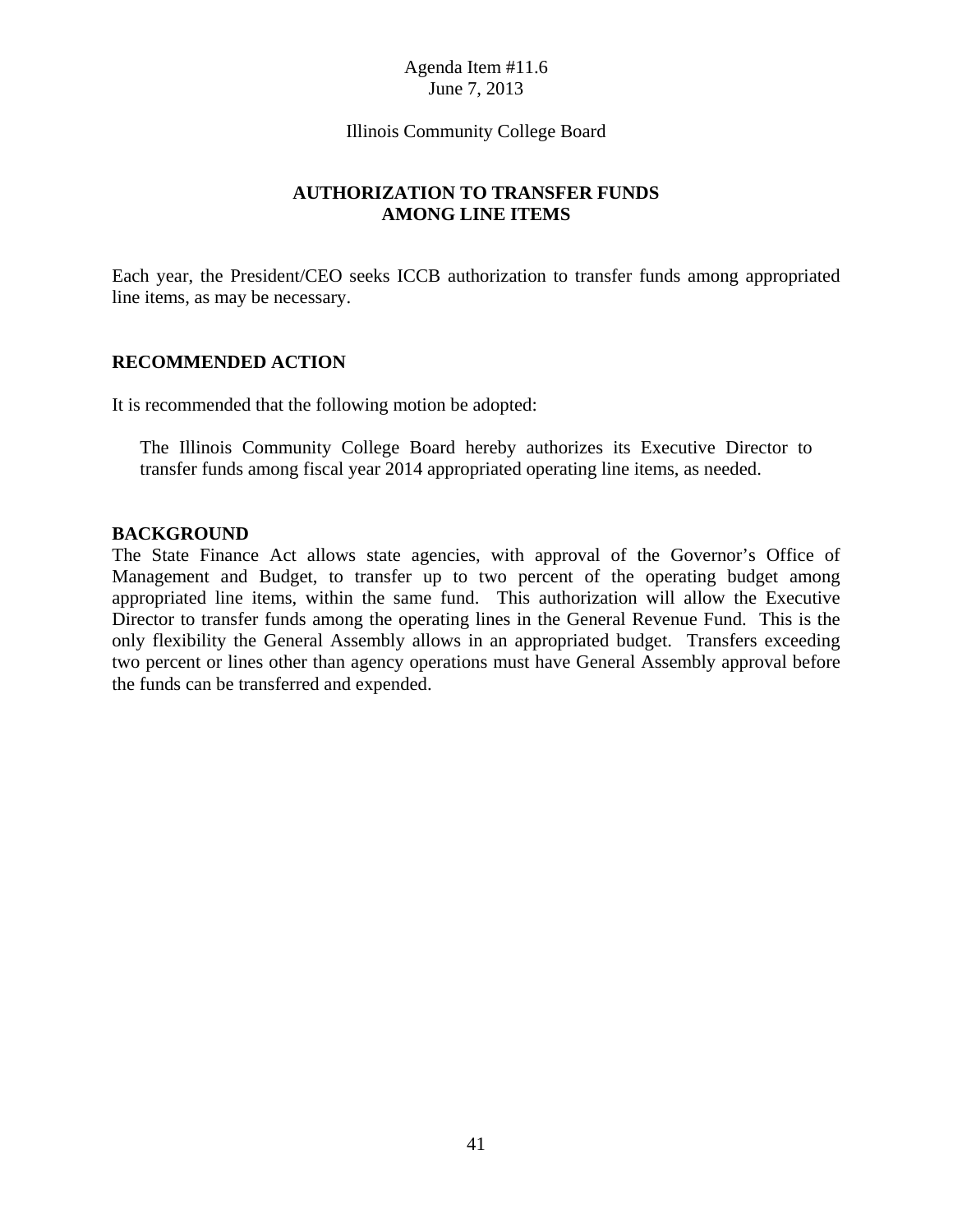Agenda Item #11.6
June 7, 2013

Illinois Community College Board

## AUTHORIZATION TO TRANSFER FUNDS AMONG LINE ITEMS

Each year, the President/CEO seeks ICCB authorization to transfer funds among appropriated line items, as may be necessary.

### RECOMMENDED ACTION

It is recommended that the following motion be adopted:

> The Illinois Community College Board hereby authorizes its Executive Director to transfer funds among fiscal year 2014 appropriated operating line items, as needed.

### BACKGROUND

The State Finance Act allows state agencies, with approval of the Governor's Office of Management and Budget, to transfer up to two percent of the operating budget among appropriated line items, within the same fund. This authorization will allow the Executive Director to transfer funds among the operating lines in the General Revenue Fund. This is the only flexibility the General Assembly allows in an appropriated budget. Transfers exceeding two percent or lines other than agency operations must have General Assembly approval before the funds can be transferred and expended.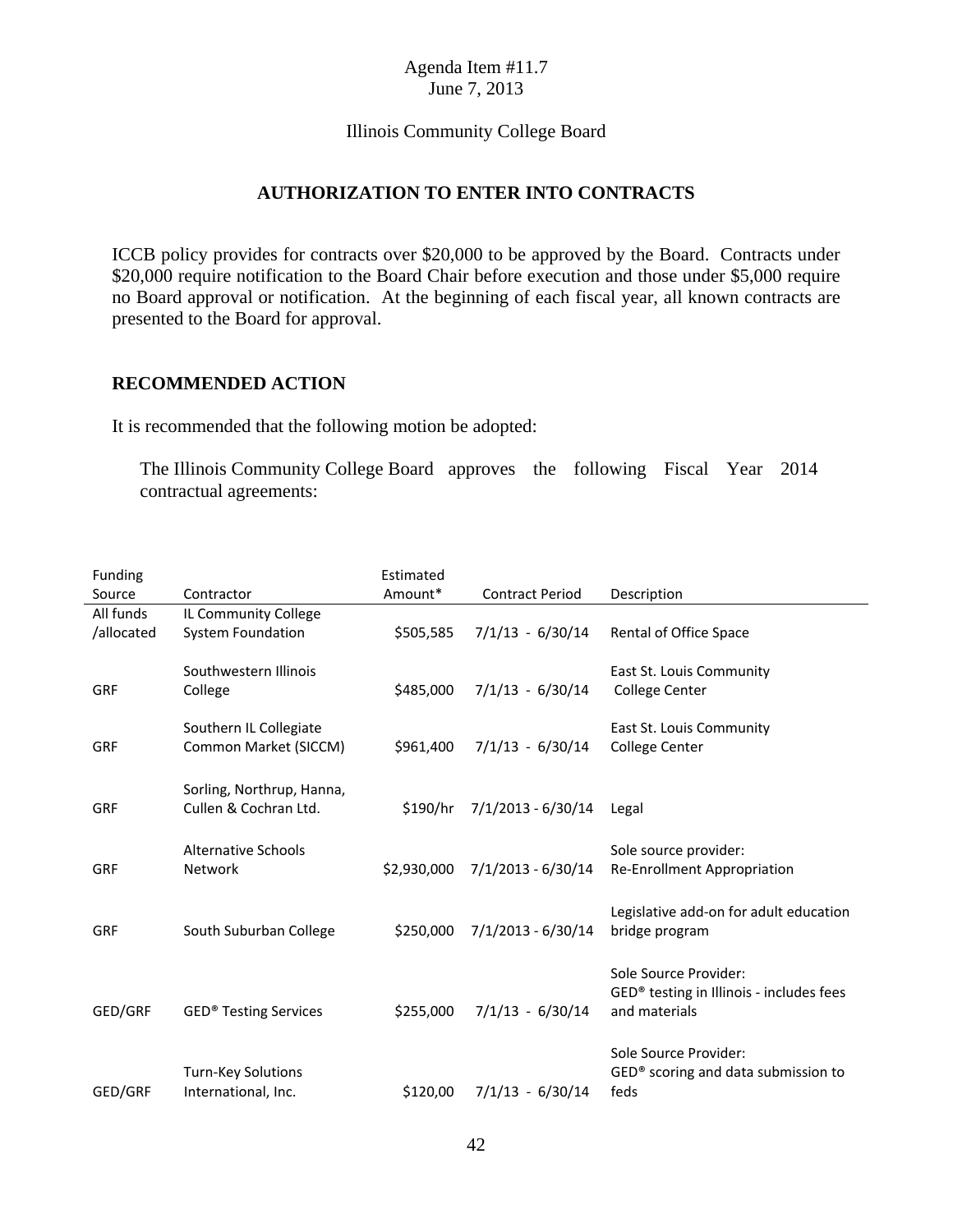Agenda Item #11.7
June 7, 2013

Illinois Community College Board

## AUTHORIZATION TO ENTER INTO CONTRACTS

ICCB policy provides for contracts over $20,000 to be approved by the Board. Contracts under $20,000 require notification to the Board Chair before execution and those under $5,000 require no Board approval or notification. At the beginning of each fiscal year, all known contracts are presented to the Board for approval.

### RECOMMENDED ACTION

It is recommended that the following motion be adopted:

> The Illinois Community College Board approves the following Fiscal Year 2014 contractual agreements:

| Funding Source | Contractor | Estimated Amount* | Contract Period | Description |
|---|---|---|---|---|
| All funds /allocated | IL Community College System Foundation | $505,585 | 7/1/13 - 6/30/14 | Rental of Office Space |
| GRF | Southwestern Illinois College | $485,000 | 7/1/13 - 6/30/14 | East St. Louis Community College Center |
| GRF | Southern IL Collegiate Common Market (SICCM) | $961,400 | 7/1/13 - 6/30/14 | East St. Louis Community College Center |
| GRF | Sorling, Northrup, Hanna, Cullen & Cochran Ltd. | $190/hr | 7/1/2013 - 6/30/14 | Legal |
| GRF | Alternative Schools Network | $2,930,000 | 7/1/2013 - 6/30/14 | Sole source provider: Re-Enrollment Appropriation |
| GRF | South Suburban College | $250,000 | 7/1/2013 - 6/30/14 | Legislative add-on for adult education bridge program |
| GED/GRF | GED® Testing Services | $255,000 | 7/1/13 - 6/30/14 | Sole Source Provider: GED® testing in Illinois - includes fees and materials |
| GED/GRF | Turn-Key Solutions International, Inc. | $120,00 | 7/1/13 - 6/30/14 | Sole Source Provider: GED® scoring and data submission to feds |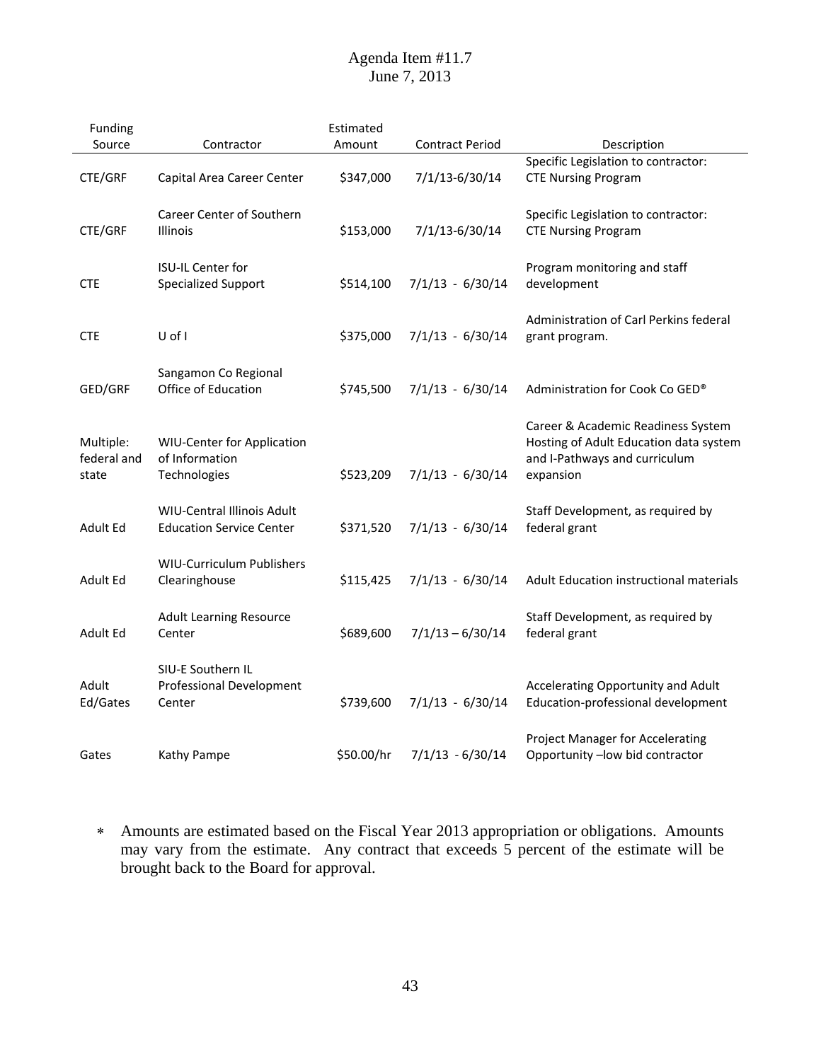Agenda Item #11.7
June 7, 2013

| Funding Source | Contractor | Estimated Amount | Contract Period | Description |
|---|---|---|---|---|
| CTE/GRF | Capital Area Career Center | $347,000 | 7/1/13-6/30/14 | Specific Legislation to contractor: CTE Nursing Program |
| CTE/GRF | Career Center of Southern Illinois | $153,000 | 7/1/13-6/30/14 | Specific Legislation to contractor: CTE Nursing Program |
| CTE | ISU-IL Center for Specialized Support | $514,100 | 7/1/13 - 6/30/14 | Program monitoring and staff development |
| CTE | U of I | $375,000 | 7/1/13 - 6/30/14 | Administration of Carl Perkins federal grant program. |
| GED/GRF | Sangamon Co Regional Office of Education | $745,500 | 7/1/13 - 6/30/14 | Administration for Cook Co GED® |
| Multiple: federal and state | WIU-Center for Application of Information Technologies | $523,209 | 7/1/13 - 6/30/14 | Career & Academic Readiness System Hosting of Adult Education data system and I-Pathways and curriculum expansion |
| Adult Ed | WIU-Central Illinois Adult Education Service Center | $371,520 | 7/1/13 - 6/30/14 | Staff Development, as required by federal grant |
| Adult Ed | WIU-Curriculum Publishers Clearinghouse | $115,425 | 7/1/13 - 6/30/14 | Adult Education instructional materials |
| Adult Ed | Adult Learning Resource Center | $689,600 | 7/1/13 – 6/30/14 | Staff Development, as required by federal grant |
| Adult Ed/Gates | SIU-E Southern IL Professional Development Center | $739,600 | 7/1/13 - 6/30/14 | Accelerating Opportunity and Adult Education-professional development |
| Gates | Kathy Pampe | $50.00/hr | 7/1/13 - 6/30/14 | Project Manager for Accelerating Opportunity –low bid contractor |

* Amounts are estimated based on the Fiscal Year 2013 appropriation or obligations. Amounts may vary from the estimate. Any contract that exceeds 5 percent of the estimate will be brought back to the Board for approval.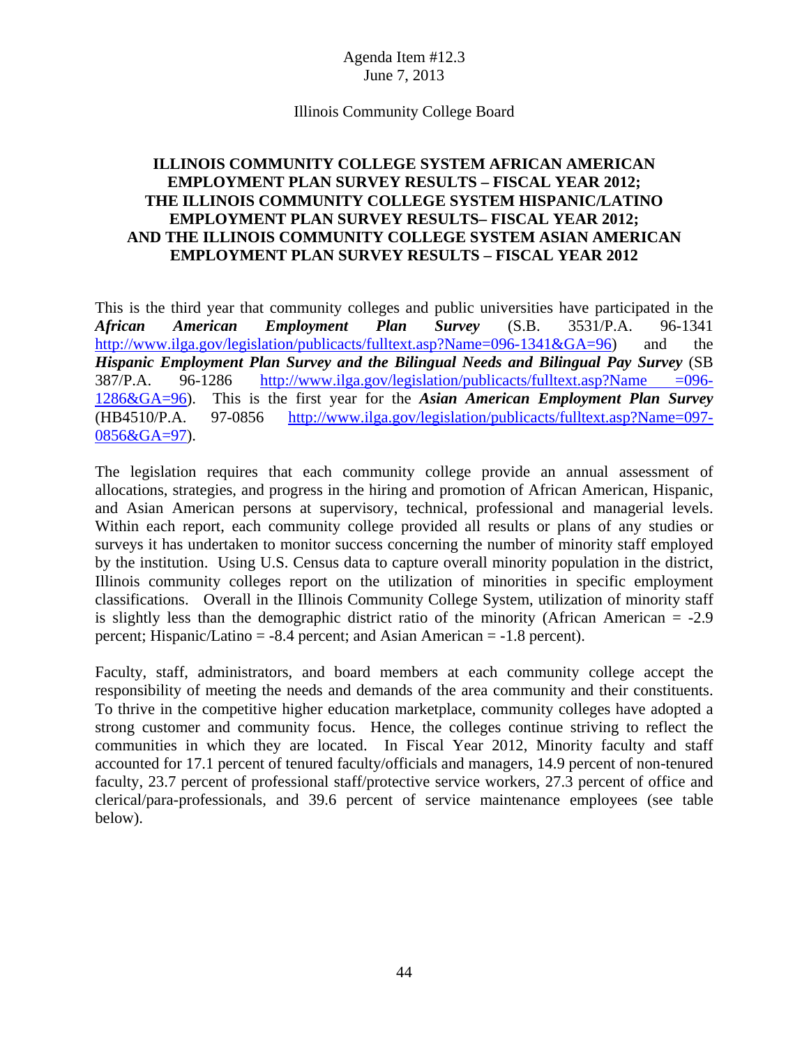Agenda Item #12.3
June 7, 2013

Illinois Community College Board

## ILLINOIS COMMUNITY COLLEGE SYSTEM AFRICAN AMERICAN EMPLOYMENT PLAN SURVEY RESULTS – FISCAL YEAR 2012; THE ILLINOIS COMMUNITY COLLEGE SYSTEM HISPANIC/LATINO EMPLOYMENT PLAN SURVEY RESULTS– FISCAL YEAR 2012; AND THE ILLINOIS COMMUNITY COLLEGE SYSTEM ASIAN AMERICAN EMPLOYMENT PLAN SURVEY RESULTS – FISCAL YEAR 2012

This is the third year that community colleges and public universities have participated in the ***African American Employment Plan Survey*** (S.B. 3531/P.A. 96-1341 http://www.ilga.gov/legislation/publicacts/fulltext.asp?Name=096-1341&GA=96) and the ***Hispanic Employment Plan Survey and the Bilingual Needs and Bilingual Pay Survey*** (SB 387/P.A. 96-1286 http://www.ilga.gov/legislation/publicacts/fulltext.asp?Name =096-1286&GA=96). This is the first year for the ***Asian American Employment Plan Survey*** (HB4510/P.A. 97-0856 http://www.ilga.gov/legislation/publicacts/fulltext.asp?Name=097-0856&GA=97).

The legislation requires that each community college provide an annual assessment of allocations, strategies, and progress in the hiring and promotion of African American, Hispanic, and Asian American persons at supervisory, technical, professional and managerial levels. Within each report, each community college provided all results or plans of any studies or surveys it has undertaken to monitor success concerning the number of minority staff employed by the institution. Using U.S. Census data to capture overall minority population in the district, Illinois community colleges report on the utilization of minorities in specific employment classifications. Overall in the Illinois Community College System, utilization of minority staff is slightly less than the demographic district ratio of the minority (African American = -2.9 percent; Hispanic/Latino = -8.4 percent; and Asian American = -1.8 percent).

Faculty, staff, administrators, and board members at each community college accept the responsibility of meeting the needs and demands of the area community and their constituents. To thrive in the competitive higher education marketplace, community colleges have adopted a strong customer and community focus. Hence, the colleges continue striving to reflect the communities in which they are located. In Fiscal Year 2012, Minority faculty and staff accounted for 17.1 percent of tenured faculty/officials and managers, 14.9 percent of non-tenured faculty, 23.7 percent of professional staff/protective service workers, 27.3 percent of office and clerical/para-professionals, and 39.6 percent of service maintenance employees (see table below).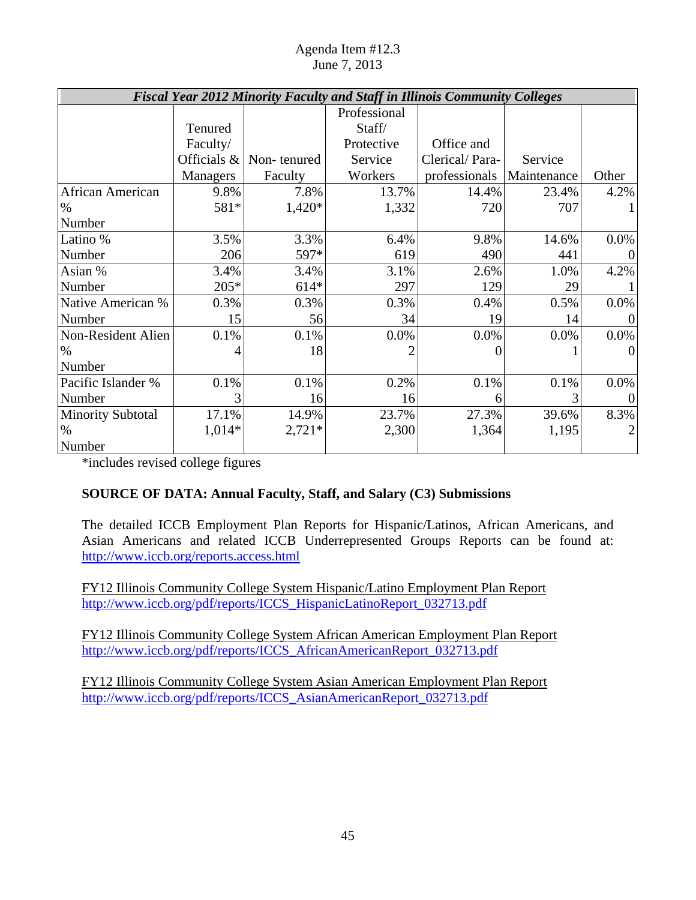Agenda Item #12.3
June 7, 2013

| *Fiscal Year 2012 Minority Faculty and Staff in Illinois Community Colleges* | | | | | | |
|---|---|---|---|---|---|---|
| | Tenured Faculty/ Officials & Managers | Non- tenured Faculty | Professional Staff/ Protective Service Workers | Office and Clerical/ Para-professionals | Service Maintenance | Other |
| African American % Number | 9.8%<br>581* | 7.8%<br>1,420* | 13.7%<br>1,332 | 14.4%<br>720 | 23.4%<br>707 | 4.2%<br>1 |
| Latino % Number | 3.5%<br>206 | 3.3%<br>597* | 6.4%<br>619 | 9.8%<br>490 | 14.6%<br>441 | 0.0%<br>0 |
| Asian % Number | 3.4%<br>205* | 3.4%<br>614* | 3.1%<br>297 | 2.6%<br>129 | 1.0%<br>29 | 4.2%<br>1 |
| Native American % Number | 0.3%<br>15 | 0.3%<br>56 | 0.3%<br>34 | 0.4%<br>19 | 0.5%<br>14 | 0.0%<br>0 |
| Non-Resident Alien % Number | 0.1%<br>4 | 0.1%<br>18 | 0.0%<br>2 | 0.0%<br>0 | 0.0%<br>1 | 0.0%<br>0 |
| Pacific Islander % Number | 0.1%<br>3 | 0.1%<br>16 | 0.2%<br>16 | 0.1%<br>6 | 0.1%<br>3 | 0.0%<br>0 |
| Minority Subtotal % Number | 17.1%<br>1,014* | 14.9%<br>2,721* | 23.7%<br>2,300 | 27.3%<br>1,364 | 39.6%<br>1,195 | 8.3%<br>2 |

*includes revised college figures

**SOURCE OF DATA: Annual Faculty, Staff, and Salary (C3) Submissions**

The detailed ICCB Employment Plan Reports for Hispanic/Latinos, African Americans, and Asian Americans and related ICCB Underrepresented Groups Reports can be found at: http://www.iccb.org/reports.access.html

FY12 Illinois Community College System Hispanic/Latino Employment Plan Report
http://www.iccb.org/pdf/reports/ICCS_HispanicLatinoReport_032713.pdf

FY12 Illinois Community College System African American Employment Plan Report
http://www.iccb.org/pdf/reports/ICCS_AfricanAmericanReport_032713.pdf

FY12 Illinois Community College System Asian American Employment Plan Report
http://www.iccb.org/pdf/reports/ICCS_AsianAmericanReport_032713.pdf